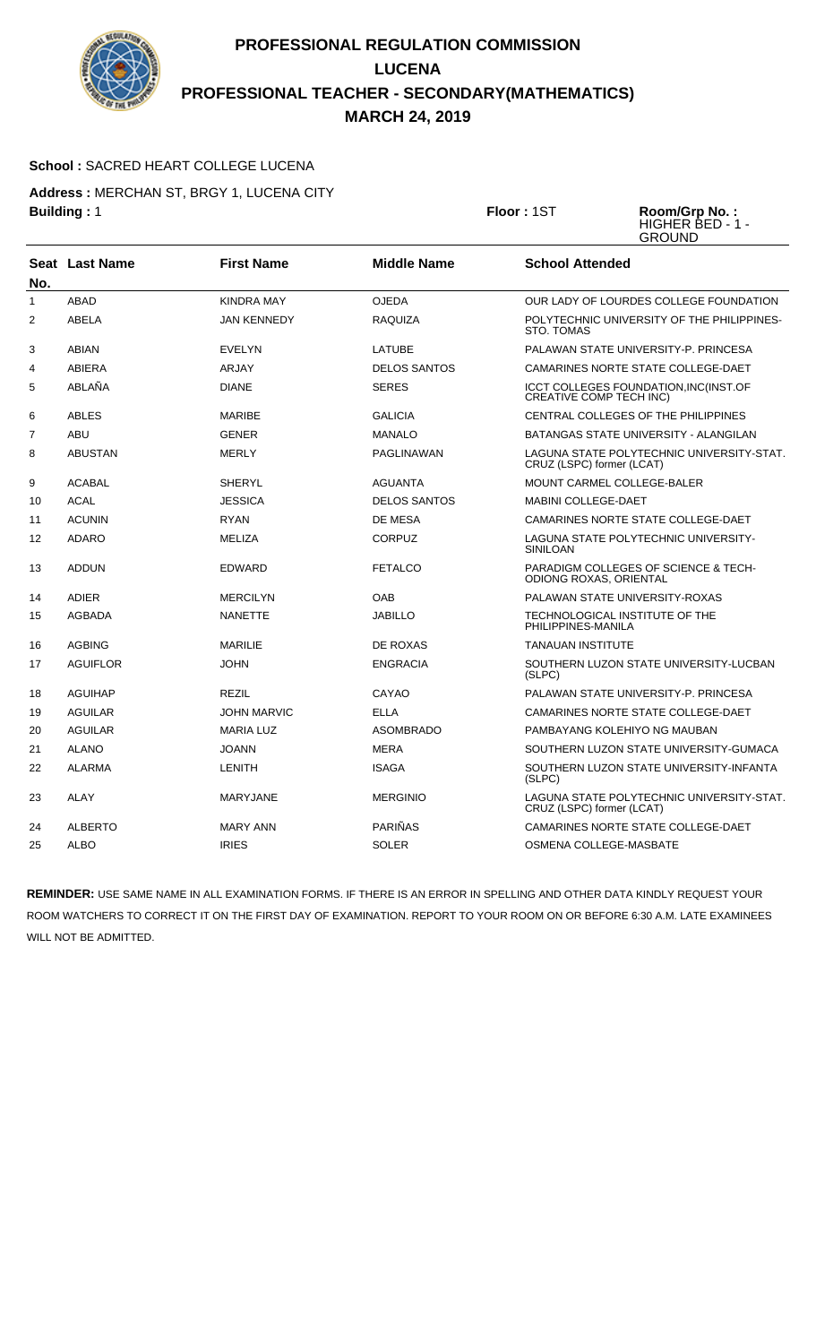# PROFESSIONAL REGULATION COMMISSION
## LUCENA
## PROFESSIONAL TEACHER - SECONDARY(MATHEMATICS)
## MARCH 24, 2019

**School :** SACRED HEART COLLEGE LUCENA

**Address :** MERCHAN ST, BRGY 1, LUCENA CITY

**Building :** 1 **Floor :** 1ST **Room/Grp No. :** HIGHER BED - 1 - GROUND

| Seat No. | Last Name | First Name | Middle Name | School Attended |
|---|---|---|---|---|
| 1 | ABAD | KINDRA MAY | OJEDA | OUR LADY OF LOURDES COLLEGE FOUNDATION |
| 2 | ABELA | JAN KENNEDY | RAQUIZA | POLYTECHNIC UNIVERSITY OF THE PHILIPPINES-STO. TOMAS |
| 3 | ABIAN | EVELYN | LATUBE | PALAWAN STATE UNIVERSITY-P. PRINCESA |
| 4 | ABIERA | ARJAY | DELOS SANTOS | CAMARINES NORTE STATE COLLEGE-DAET |
| 5 | ABLAÑA | DIANE | SERES | ICCT COLLEGES FOUNDATION,INC(INST.OF CREATIVE COMP TECH INC) |
| 6 | ABLES | MARIBE | GALICIA | CENTRAL COLLEGES OF THE PHILIPPINES |
| 7 | ABU | GENER | MANALO | BATANGAS STATE UNIVERSITY - ALANGILAN |
| 8 | ABUSTAN | MERLY | PAGLINAWAN | LAGUNA STATE POLYTECHNIC UNIVERSITY-STAT. CRUZ (LSPC) former (LCAT) |
| 9 | ACABAL | SHERYL | AGUANTA | MOUNT CARMEL COLLEGE-BALER |
| 10 | ACAL | JESSICA | DELOS SANTOS | MABINI COLLEGE-DAET |
| 11 | ACUNIN | RYAN | DE MESA | CAMARINES NORTE STATE COLLEGE-DAET |
| 12 | ADARO | MELIZA | CORPUZ | LAGUNA STATE POLYTECHNIC UNIVERSITY-SINILOAN |
| 13 | ADDUN | EDWARD | FETALCO | PARADIGM COLLEGES OF SCIENCE & TECH-ODIONG ROXAS, ORIENTAL |
| 14 | ADIER | MERCILYN | OAB | PALAWAN STATE UNIVERSITY-ROXAS |
| 15 | AGBADA | NANETTE | JABILLO | TECHNOLOGICAL INSTITUTE OF THE PHILIPPINES-MANILA |
| 16 | AGBING | MARILIE | DE ROXAS | TANAUAN INSTITUTE |
| 17 | AGUIFLOR | JOHN | ENGRACIA | SOUTHERN LUZON STATE UNIVERSITY-LUCBAN (SLPC) |
| 18 | AGUIHAP | REZIL | CAYAO | PALAWAN STATE UNIVERSITY-P. PRINCESA |
| 19 | AGUILAR | JOHN MARVIC | ELLA | CAMARINES NORTE STATE COLLEGE-DAET |
| 20 | AGUILAR | MARIA LUZ | ASOMBRADO | PAMBAYANG KOLEHIYO NG MAUBAN |
| 21 | ALANO | JOANN | MERA | SOUTHERN LUZON STATE UNIVERSITY-GUMACA |
| 22 | ALARMA | LENITH | ISAGA | SOUTHERN LUZON STATE UNIVERSITY-INFANTA (SLPC) |
| 23 | ALAY | MARYJANE | MERGINIO | LAGUNA STATE POLYTECHNIC UNIVERSITY-STAT. CRUZ (LSPC) former (LCAT) |
| 24 | ALBERTO | MARY ANN | PARIÑAS | CAMARINES NORTE STATE COLLEGE-DAET |
| 25 | ALBO | IRIES | SOLER | OSMENA COLLEGE-MASBATE |

**REMINDER:** USE SAME NAME IN ALL EXAMINATION FORMS. IF THERE IS AN ERROR IN SPELLING AND OTHER DATA KINDLY REQUEST YOUR ROOM WATCHERS TO CORRECT IT ON THE FIRST DAY OF EXAMINATION. REPORT TO YOUR ROOM ON OR BEFORE 6:30 A.M. LATE EXAMINEES WILL NOT BE ADMITTED.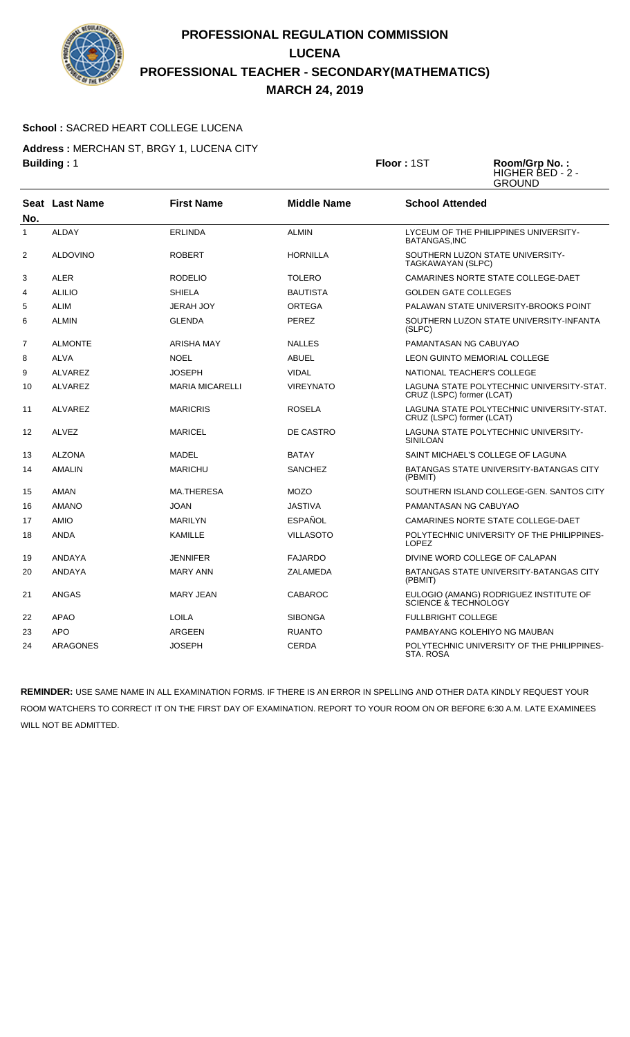# PROFESSIONAL REGULATION COMMISSION
## LUCENA
## PROFESSIONAL TEACHER - SECONDARY(MATHEMATICS)
## MARCH 24, 2019

**School :** SACRED HEART COLLEGE LUCENA

**Address :** MERCHAN ST, BRGY 1, LUCENA CITY

**Building :** 1 **Floor :** 1ST **Room/Grp No. :** HIGHER BED - 2 - GROUND

| Seat No. | Last Name | First Name | Middle Name | School Attended |
|---|---|---|---|---|
| 1 | ALDAY | ERLINDA | ALMIN | LYCEUM OF THE PHILIPPINES UNIVERSITY-BATANGAS,INC |
| 2 | ALDOVINO | ROBERT | HORNILLA | SOUTHERN LUZON STATE UNIVERSITY-TAGKAWAYAN (SLPC) |
| 3 | ALER | RODELIO | TOLERO | CAMARINES NORTE STATE COLLEGE-DAET |
| 4 | ALILIO | SHIELA | BAUTISTA | GOLDEN GATE COLLEGES |
| 5 | ALIM | JERAH JOY | ORTEGA | PALAWAN STATE UNIVERSITY-BROOKS POINT |
| 6 | ALMIN | GLENDA | PEREZ | SOUTHERN LUZON STATE UNIVERSITY-INFANTA (SLPC) |
| 7 | ALMONTE | ARISHA MAY | NALLES | PAMANTASAN NG CABUYAO |
| 8 | ALVA | NOEL | ABUEL | LEON GUINTO MEMORIAL COLLEGE |
| 9 | ALVAREZ | JOSEPH | VIDAL | NATIONAL TEACHER'S COLLEGE |
| 10 | ALVAREZ | MARIA MICARELLI | VIREYNATO | LAGUNA STATE POLYTECHNIC UNIVERSITY-STAT. CRUZ (LSPC) former (LCAT) |
| 11 | ALVAREZ | MARICRIS | ROSELA | LAGUNA STATE POLYTECHNIC UNIVERSITY-STAT. CRUZ (LSPC) former (LCAT) |
| 12 | ALVEZ | MARICEL | DE CASTRO | LAGUNA STATE POLYTECHNIC UNIVERSITY-SINILOAN |
| 13 | ALZONA | MADEL | BATAY | SAINT MICHAEL'S COLLEGE OF LAGUNA |
| 14 | AMALIN | MARICHU | SANCHEZ | BATANGAS STATE UNIVERSITY-BATANGAS CITY (PBMIT) |
| 15 | AMAN | MA.THERESA | MOZO | SOUTHERN ISLAND COLLEGE-GEN. SANTOS CITY |
| 16 | AMANO | JOAN | JASTIVA | PAMANTASAN NG CABUYAO |
| 17 | AMIO | MARILYN | ESPAÑOL | CAMARINES NORTE STATE COLLEGE-DAET |
| 18 | ANDA | KAMILLE | VILLASOTO | POLYTECHNIC UNIVERSITY OF THE PHILIPPINES-LOPEZ |
| 19 | ANDAYA | JENNIFER | FAJARDO | DIVINE WORD COLLEGE OF CALAPAN |
| 20 | ANDAYA | MARY ANN | ZALAMEDA | BATANGAS STATE UNIVERSITY-BATANGAS CITY (PBMIT) |
| 21 | ANGAS | MARY JEAN | CABAROC | EULOGIO (AMANG) RODRIGUEZ INSTITUTE OF SCIENCE & TECHNOLOGY |
| 22 | APAO | LOILA | SIBONGA | FULLBRIGHT COLLEGE |
| 23 | APO | ARGEEN | RUANTO | PAMBAYANG KOLEHIYO NG MAUBAN |
| 24 | ARAGONES | JOSEPH | CERDA | POLYTECHNIC UNIVERSITY OF THE PHILIPPINES-STA. ROSA |

**REMINDER:** USE SAME NAME IN ALL EXAMINATION FORMS. IF THERE IS AN ERROR IN SPELLING AND OTHER DATA KINDLY REQUEST YOUR ROOM WATCHERS TO CORRECT IT ON THE FIRST DAY OF EXAMINATION. REPORT TO YOUR ROOM ON OR BEFORE 6:30 A.M. LATE EXAMINEES WILL NOT BE ADMITTED.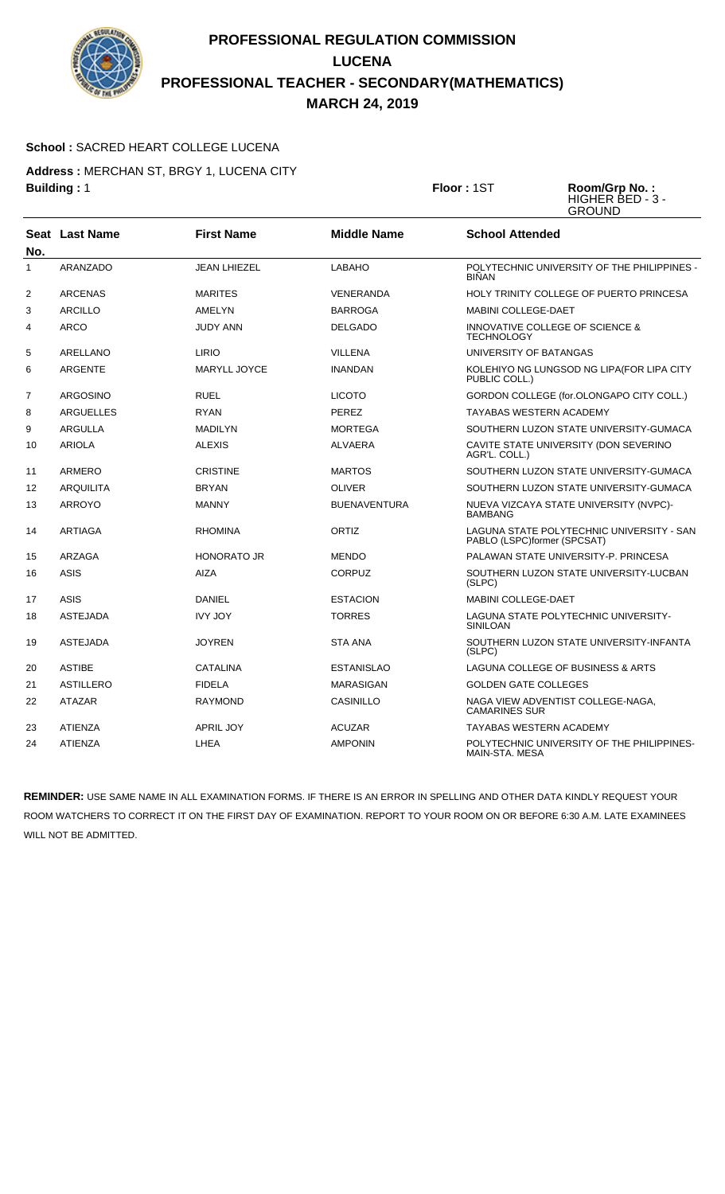# PROFESSIONAL REGULATION COMMISSION
# LUCENA
# PROFESSIONAL TEACHER - SECONDARY(MATHEMATICS)
# MARCH 24, 2019

**School :** SACRED HEART COLLEGE LUCENA

**Address :** MERCHAN ST, BRGY 1, LUCENA CITY

**Building :** 1 **Floor :** 1ST **Room/Grp No. :** HIGHER BED - 3 - GROUND

| Seat No. | Last Name | First Name | Middle Name | School Attended |
|---|---|---|---|---|
| 1 | ARANZADO | JEAN LHIEZEL | LABAHO | POLYTECHNIC UNIVERSITY OF THE PHILIPPINES - BIÑAN |
| 2 | ARCENAS | MARITES | VENERANDA | HOLY TRINITY COLLEGE OF PUERTO PRINCESA |
| 3 | ARCILLO | AMELYN | BARROGA | MABINI COLLEGE-DAET |
| 4 | ARCO | JUDY ANN | DELGADO | INNOVATIVE COLLEGE OF SCIENCE & TECHNOLOGY |
| 5 | ARELLANO | LIRIO | VILLENA | UNIVERSITY OF BATANGAS |
| 6 | ARGENTE | MARYLL JOYCE | INANDAN | KOLEHIYO NG LUNGSOD NG LIPA(FOR LIPA CITY PUBLIC COLL.) |
| 7 | ARGOSINO | RUEL | LICOTO | GORDON COLLEGE (for.OLONGAPO CITY COLL.) |
| 8 | ARGUELLES | RYAN | PEREZ | TAYABAS WESTERN ACADEMY |
| 9 | ARGULLA | MADILYN | MORTEGA | SOUTHERN LUZON STATE UNIVERSITY-GUMACA |
| 10 | ARIOLA | ALEXIS | ALVAERA | CAVITE STATE UNIVERSITY (DON SEVERINO AGR'L. COLL.) |
| 11 | ARMERO | CRISTINE | MARTOS | SOUTHERN LUZON STATE UNIVERSITY-GUMACA |
| 12 | ARQUILITA | BRYAN | OLIVER | SOUTHERN LUZON STATE UNIVERSITY-GUMACA |
| 13 | ARROYO | MANNY | BUENAVENTURA | NUEVA VIZCAYA STATE UNIVERSITY (NVPC)-BAMBANG |
| 14 | ARTIAGA | RHOMINA | ORTIZ | LAGUNA STATE POLYTECHNIC UNIVERSITY - SAN PABLO (LSPC)former (SPCSAT) |
| 15 | ARZAGA | HONORATO JR | MENDO | PALAWAN STATE UNIVERSITY-P. PRINCESA |
| 16 | ASIS | AIZA | CORPUZ | SOUTHERN LUZON STATE UNIVERSITY-LUCBAN (SLPC) |
| 17 | ASIS | DANIEL | ESTACION | MABINI COLLEGE-DAET |
| 18 | ASTEJADA | IVY JOY | TORRES | LAGUNA STATE POLYTECHNIC UNIVERSITY-SINILOAN |
| 19 | ASTEJADA | JOYREN | STA ANA | SOUTHERN LUZON STATE UNIVERSITY-INFANTA (SLPC) |
| 20 | ASTIBE | CATALINA | ESTANISLAO | LAGUNA COLLEGE OF BUSINESS & ARTS |
| 21 | ASTILLERO | FIDELA | MARASIGAN | GOLDEN GATE COLLEGES |
| 22 | ATAZAR | RAYMOND | CASINILLO | NAGA VIEW ADVENTIST COLLEGE-NAGA, CAMARINES SUR |
| 23 | ATIENZA | APRIL JOY | ACUZAR | TAYABAS WESTERN ACADEMY |
| 24 | ATIENZA | LHEA | AMPONIN | POLYTECHNIC UNIVERSITY OF THE PHILIPPINES-MAIN-STA. MESA |

**REMINDER:** USE SAME NAME IN ALL EXAMINATION FORMS. IF THERE IS AN ERROR IN SPELLING AND OTHER DATA KINDLY REQUEST YOUR ROOM WATCHERS TO CORRECT IT ON THE FIRST DAY OF EXAMINATION. REPORT TO YOUR ROOM ON OR BEFORE 6:30 A.M. LATE EXAMINEES WILL NOT BE ADMITTED.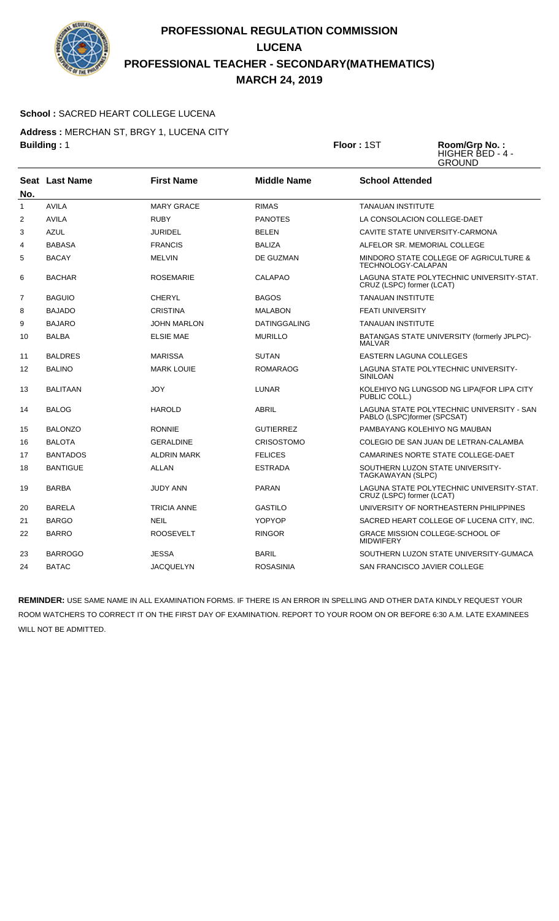# PROFESSIONAL REGULATION COMMISSION
# LUCENA
# PROFESSIONAL TEACHER - SECONDARY(MATHEMATICS)
# MARCH 24, 2019

**School :** SACRED HEART COLLEGE LUCENA

**Address :** MERCHAN ST, BRGY 1, LUCENA CITY

**Building :** 1 **Floor :** 1ST **Room/Grp No. :** HIGHER BED - 4 - GROUND

| Seat No. | Last Name | First Name | Middle Name | School Attended |
|---|---|---|---|---|
| 1 | AVILA | MARY GRACE | RIMAS | TANAUAN INSTITUTE |
| 2 | AVILA | RUBY | PANOTES | LA CONSOLACION COLLEGE-DAET |
| 3 | AZUL | JURIDEL | BELEN | CAVITE STATE UNIVERSITY-CARMONA |
| 4 | BABASA | FRANCIS | BALIZA | ALFELOR SR. MEMORIAL COLLEGE |
| 5 | BACAY | MELVIN | DE GUZMAN | MINDORO STATE COLLEGE OF AGRICULTURE & TECHNOLOGY-CALAPAN |
| 6 | BACHAR | ROSEMARIE | CALAPAO | LAGUNA STATE POLYTECHNIC UNIVERSITY-STAT. CRUZ (LSPC) former (LCAT) |
| 7 | BAGUIO | CHERYL | BAGOS | TANAUAN INSTITUTE |
| 8 | BAJADO | CRISTINA | MALABON | FEATI UNIVERSITY |
| 9 | BAJARO | JOHN MARLON | DATINGGALING | TANAUAN INSTITUTE |
| 10 | BALBA | ELSIE MAE | MURILLO | BATANGAS STATE UNIVERSITY (formerly JPLPC)-MALVAR |
| 11 | BALDRES | MARISSA | SUTAN | EASTERN LAGUNA COLLEGES |
| 12 | BALINO | MARK LOUIE | ROMARAOG | LAGUNA STATE POLYTECHNIC UNIVERSITY-SINILOAN |
| 13 | BALITAAN | JOY | LUNAR | KOLEHIYO NG LUNGSOD NG LIPA(FOR LIPA CITY PUBLIC COLL.) |
| 14 | BALOG | HAROLD | ABRIL | LAGUNA STATE POLYTECHNIC UNIVERSITY - SAN PABLO (LSPC)former (SPCSAT) |
| 15 | BALONZO | RONNIE | GUTIERREZ | PAMBAYANG KOLEHIYO NG MAUBAN |
| 16 | BALOTA | GERALDINE | CRISOSTOMO | COLEGIO DE SAN JUAN DE LETRAN-CALAMBA |
| 17 | BANTADOS | ALDRIN MARK | FELICES | CAMARINES NORTE STATE COLLEGE-DAET |
| 18 | BANTIGUE | ALLAN | ESTRADA | SOUTHERN LUZON STATE UNIVERSITY-TAGKAWAYAN (SLPC) |
| 19 | BARBA | JUDY ANN | PARAN | LAGUNA STATE POLYTECHNIC UNIVERSITY-STAT. CRUZ (LSPC) former (LCAT) |
| 20 | BARELA | TRICIA ANNE | GASTILO | UNIVERSITY OF NORTHEASTERN PHILIPPINES |
| 21 | BARGO | NEIL | YOPYOP | SACRED HEART COLLEGE OF LUCENA CITY, INC. |
| 22 | BARRO | ROOSEVELT | RINGOR | GRACE MISSION COLLEGE-SCHOOL OF MIDWIFERY |
| 23 | BARROGO | JESSA | BARIL | SOUTHERN LUZON STATE UNIVERSITY-GUMACA |
| 24 | BATAC | JACQUELYN | ROSASINIA | SAN FRANCISCO JAVIER COLLEGE |

**REMINDER:** USE SAME NAME IN ALL EXAMINATION FORMS. IF THERE IS AN ERROR IN SPELLING AND OTHER DATA KINDLY REQUEST YOUR ROOM WATCHERS TO CORRECT IT ON THE FIRST DAY OF EXAMINATION. REPORT TO YOUR ROOM ON OR BEFORE 6:30 A.M. LATE EXAMINEES WILL NOT BE ADMITTED.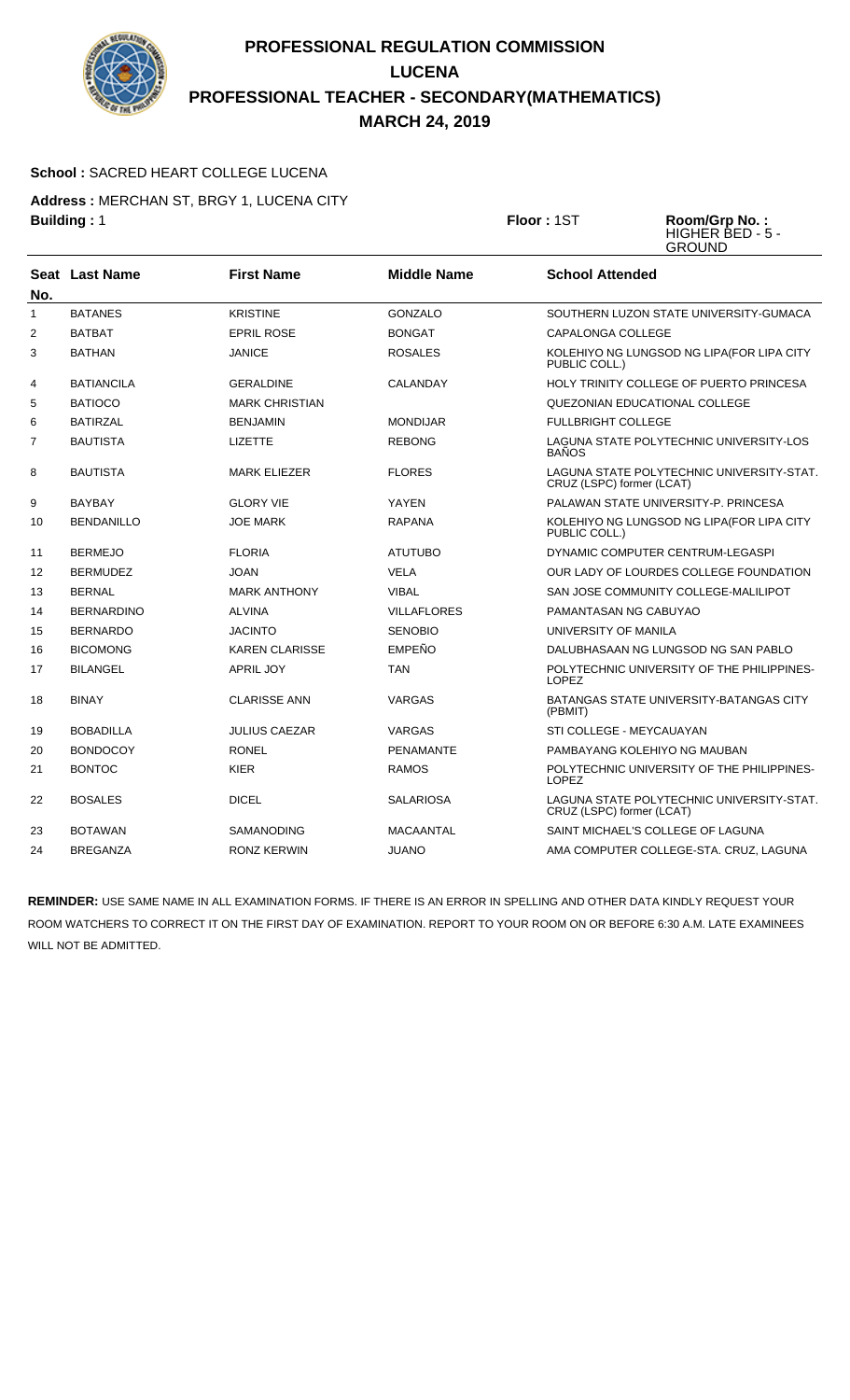# PROFESSIONAL REGULATION COMMISSION
# LUCENA
# PROFESSIONAL TEACHER - SECONDARY(MATHEMATICS)
# MARCH 24, 2019

**School :** SACRED HEART COLLEGE LUCENA

**Address :** MERCHAN ST, BRGY 1, LUCENA CITY

**Building :** 1 **Floor :** 1ST **Room/Grp No. :** HIGHER BED - 5 - GROUND

| Seat No. | Last Name | First Name | Middle Name | School Attended |
|---|---|---|---|---|
| 1 | BATANES | KRISTINE | GONZALO | SOUTHERN LUZON STATE UNIVERSITY-GUMACA |
| 2 | BATBAT | EPRIL ROSE | BONGAT | CAPALONGA COLLEGE |
| 3 | BATHAN | JANICE | ROSALES | KOLEHIYO NG LUNGSOD NG LIPA(FOR LIPA CITY PUBLIC COLL.) |
| 4 | BATIANCILA | GERALDINE | CALANDAY | HOLY TRINITY COLLEGE OF PUERTO PRINCESA |
| 5 | BATIOCO | MARK CHRISTIAN | | QUEZONIAN EDUCATIONAL COLLEGE |
| 6 | BATIRZAL | BENJAMIN | MONDIJAR | FULLBRIGHT COLLEGE |
| 7 | BAUTISTA | LIZETTE | REBONG | LAGUNA STATE POLYTECHNIC UNIVERSITY-LOS BAÑOS |
| 8 | BAUTISTA | MARK ELIEZER | FLORES | LAGUNA STATE POLYTECHNIC UNIVERSITY-STAT. CRUZ (LSPC) former (LCAT) |
| 9 | BAYBAY | GLORY VIE | YAYEN | PALAWAN STATE UNIVERSITY-P. PRINCESA |
| 10 | BENDANILLO | JOE MARK | RAPANA | KOLEHIYO NG LUNGSOD NG LIPA(FOR LIPA CITY PUBLIC COLL.) |
| 11 | BERMEJO | FLORIA | ATUTUBO | DYNAMIC COMPUTER CENTRUM-LEGASPI |
| 12 | BERMUDEZ | JOAN | VELA | OUR LADY OF LOURDES COLLEGE FOUNDATION |
| 13 | BERNAL | MARK ANTHONY | VIBAL | SAN JOSE COMMUNITY COLLEGE-MALILIPOT |
| 14 | BERNARDINO | ALVINA | VILLAFLORES | PAMANTASAN NG CABUYAO |
| 15 | BERNARDO | JACINTO | SENOBIO | UNIVERSITY OF MANILA |
| 16 | BICOMONG | KAREN CLARISSE | EMPEÑO | DALUBHASAAN NG LUNGSOD NG SAN PABLO |
| 17 | BILANGEL | APRIL JOY | TAN | POLYTECHNIC UNIVERSITY OF THE PHILIPPINES-LOPEZ |
| 18 | BINAY | CLARISSE ANN | VARGAS | BATANGAS STATE UNIVERSITY-BATANGAS CITY (PBMIT) |
| 19 | BOBADILLA | JULIUS CAEZAR | VARGAS | STI COLLEGE - MEYCAUAYAN |
| 20 | BONDOCOY | RONEL | PENAMANTE | PAMBAYANG KOLEHIYO NG MAUBAN |
| 21 | BONTOC | KIER | RAMOS | POLYTECHNIC UNIVERSITY OF THE PHILIPPINES-LOPEZ |
| 22 | BOSALES | DICEL | SALARIOSA | LAGUNA STATE POLYTECHNIC UNIVERSITY-STAT. CRUZ (LSPC) former (LCAT) |
| 23 | BOTAWAN | SAMANODING | MACAANTAL | SAINT MICHAEL'S COLLEGE OF LAGUNA |
| 24 | BREGANZA | RONZ KERWIN | JUANO | AMA COMPUTER COLLEGE-STA. CRUZ, LAGUNA |

**REMINDER:** USE SAME NAME IN ALL EXAMINATION FORMS. IF THERE IS AN ERROR IN SPELLING AND OTHER DATA KINDLY REQUEST YOUR ROOM WATCHERS TO CORRECT IT ON THE FIRST DAY OF EXAMINATION. REPORT TO YOUR ROOM ON OR BEFORE 6:30 A.M. LATE EXAMINEES WILL NOT BE ADMITTED.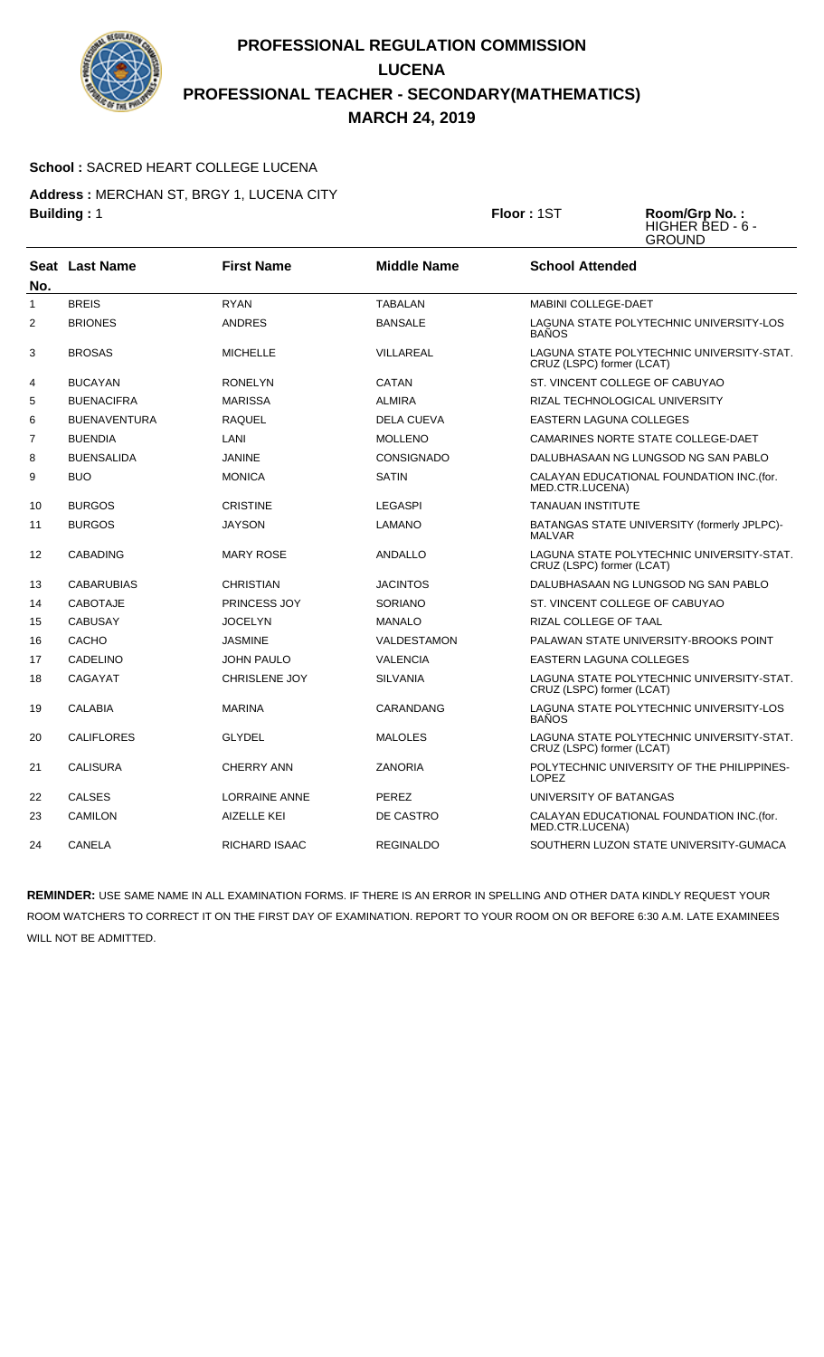# PROFESSIONAL REGULATION COMMISSION
## LUCENA
## PROFESSIONAL TEACHER - SECONDARY(MATHEMATICS)
## MARCH 24, 2019

**School :** SACRED HEART COLLEGE LUCENA

**Address :** MERCHAN ST, BRGY 1, LUCENA CITY

**Building :** 1 **Floor :** 1ST **Room/Grp No. :** HIGHER BED - 6 - GROUND

| Seat No. | Last Name | First Name | Middle Name | School Attended |
|---|---|---|---|---|
| 1 | BREIS | RYAN | TABALAN | MABINI COLLEGE-DAET |
| 2 | BRIONES | ANDRES | BANSALE | LAGUNA STATE POLYTECHNIC UNIVERSITY-LOS BAÑOS |
| 3 | BROSAS | MICHELLE | VILLAREAL | LAGUNA STATE POLYTECHNIC UNIVERSITY-STAT. CRUZ (LSPC) former (LCAT) |
| 4 | BUCAYAN | RONELYN | CATAN | ST. VINCENT COLLEGE OF CABUYAO |
| 5 | BUENACIFRA | MARISSA | ALMIRA | RIZAL TECHNOLOGICAL UNIVERSITY |
| 6 | BUENAVENTURA | RAQUEL | DELA CUEVA | EASTERN LAGUNA COLLEGES |
| 7 | BUENDIA | LANI | MOLLENO | CAMARINES NORTE STATE COLLEGE-DAET |
| 8 | BUENSALIDA | JANINE | CONSIGNADO | DALUBHASAAN NG LUNGSOD NG SAN PABLO |
| 9 | BUO | MONICA | SATIN | CALAYAN EDUCATIONAL FOUNDATION INC.(for. MED.CTR.LUCENA) |
| 10 | BURGOS | CRISTINE | LEGASPI | TANAUAN INSTITUTE |
| 11 | BURGOS | JAYSON | LAMANO | BATANGAS STATE UNIVERSITY (formerly JPLPC)-MALVAR |
| 12 | CABADING | MARY ROSE | ANDALLO | LAGUNA STATE POLYTECHNIC UNIVERSITY-STAT. CRUZ (LSPC) former (LCAT) |
| 13 | CABARUBIAS | CHRISTIAN | JACINTOS | DALUBHASAAN NG LUNGSOD NG SAN PABLO |
| 14 | CABOTAJE | PRINCESS JOY | SORIANO | ST. VINCENT COLLEGE OF CABUYAO |
| 15 | CABUSAY | JOCELYN | MANALO | RIZAL COLLEGE OF TAAL |
| 16 | CACHO | JASMINE | VALDESTAMON | PALAWAN STATE UNIVERSITY-BROOKS POINT |
| 17 | CADELINO | JOHN PAULO | VALENCIA | EASTERN LAGUNA COLLEGES |
| 18 | CAGAYAT | CHRISLENE JOY | SILVANIA | LAGUNA STATE POLYTECHNIC UNIVERSITY-STAT. CRUZ (LSPC) former (LCAT) |
| 19 | CALABIA | MARINA | CARANDANG | LAGUNA STATE POLYTECHNIC UNIVERSITY-LOS BAÑOS |
| 20 | CALIFLORES | GLYDEL | MALOLES | LAGUNA STATE POLYTECHNIC UNIVERSITY-STAT. CRUZ (LSPC) former (LCAT) |
| 21 | CALISURA | CHERRY ANN | ZANORIA | POLYTECHNIC UNIVERSITY OF THE PHILIPPINES-LOPEZ |
| 22 | CALSES | LORRAINE ANNE | PEREZ | UNIVERSITY OF BATANGAS |
| 23 | CAMILON | AIZELLE KEI | DE CASTRO | CALAYAN EDUCATIONAL FOUNDATION INC.(for. MED.CTR.LUCENA) |
| 24 | CANELA | RICHARD ISAAC | REGINALDO | SOUTHERN LUZON STATE UNIVERSITY-GUMACA |

**REMINDER:** USE SAME NAME IN ALL EXAMINATION FORMS. IF THERE IS AN ERROR IN SPELLING AND OTHER DATA KINDLY REQUEST YOUR ROOM WATCHERS TO CORRECT IT ON THE FIRST DAY OF EXAMINATION. REPORT TO YOUR ROOM ON OR BEFORE 6:30 A.M. LATE EXAMINEES WILL NOT BE ADMITTED.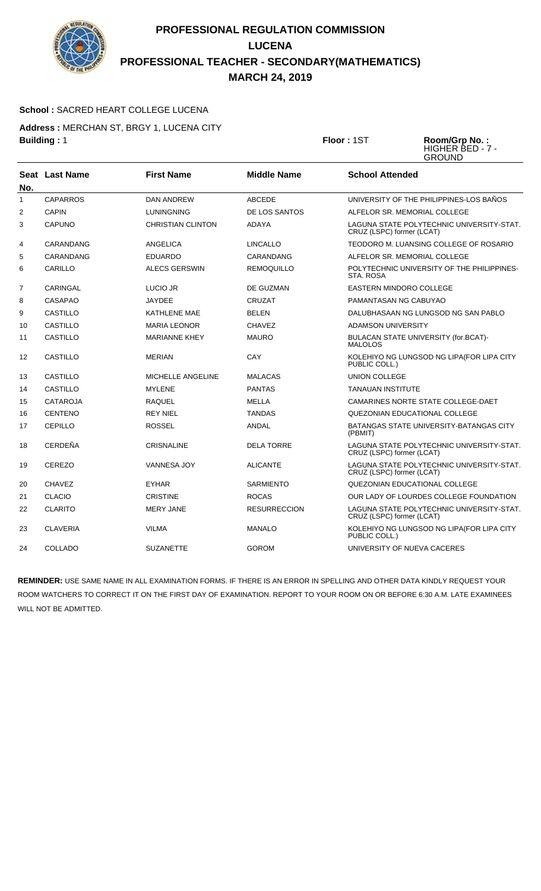# PROFESSIONAL REGULATION COMMISSION
## LUCENA
## PROFESSIONAL TEACHER - SECONDARY(MATHEMATICS)
## MARCH 24, 2019

**School :** SACRED HEART COLLEGE LUCENA

**Address :** MERCHAN ST, BRGY 1, LUCENA CITY

**Building :** 1 **Floor :** 1ST **Room/Grp No. :** HIGHER BED - 7 - GROUND

| Seat No. | Last Name | First Name | Middle Name | School Attended |
|---|---|---|---|---|
| 1 | CAPARROS | DAN ANDREW | ABCEDE | UNIVERSITY OF THE PHILIPPINES-LOS BAÑOS |
| 2 | CAPIN | LUNINGNING | DE LOS SANTOS | ALFELOR SR. MEMORIAL COLLEGE |
| 3 | CAPUNO | CHRISTIAN CLINTON | ADAYA | LAGUNA STATE POLYTECHNIC UNIVERSITY-STAT. CRUZ (LSPC) former (LCAT) |
| 4 | CARANDANG | ANGELICA | LINCALLO | TEODORO M. LUANSING COLLEGE OF ROSARIO |
| 5 | CARANDANG | EDUARDO | CARANDANG | ALFELOR SR. MEMORIAL COLLEGE |
| 6 | CARILLO | ALECS GERSWIN | REMOQUILLO | POLYTECHNIC UNIVERSITY OF THE PHILIPPINES-STA. ROSA |
| 7 | CARINGAL | LUCIO JR | DE GUZMAN | EASTERN MINDORO COLLEGE |
| 8 | CASAPAO | JAYDEE | CRUZAT | PAMANTASAN NG CABUYAO |
| 9 | CASTILLO | KATHLENE MAE | BELEN | DALUBHASAAN NG LUNGSOD NG SAN PABLO |
| 10 | CASTILLO | MARIA LEONOR | CHAVEZ | ADAMSON UNIVERSITY |
| 11 | CASTILLO | MARIANNE KHEY | MAURO | BULACAN STATE UNIVERSITY (for.BCAT)-MALOLOS |
| 12 | CASTILLO | MERIAN | CAY | KOLEHIYO NG LUNGSOD NG LIPA(FOR LIPA CITY PUBLIC COLL.) |
| 13 | CASTILLO | MICHELLE ANGELINE | MALACAS | UNION COLLEGE |
| 14 | CASTILLO | MYLENE | PANTAS | TANAUAN INSTITUTE |
| 15 | CATAROJA | RAQUEL | MELLA | CAMARINES NORTE STATE COLLEGE-DAET |
| 16 | CENTENO | REY NIEL | TANDAS | QUEZONIAN EDUCATIONAL COLLEGE |
| 17 | CEPILLO | ROSSEL | ANDAL | BATANGAS STATE UNIVERSITY-BATANGAS CITY (PBMIT) |
| 18 | CERDEÑA | CRISNALINE | DELA TORRE | LAGUNA STATE POLYTECHNIC UNIVERSITY-STAT. CRUZ (LSPC) former (LCAT) |
| 19 | CEREZO | VANNESA JOY | ALICANTE | LAGUNA STATE POLYTECHNIC UNIVERSITY-STAT. CRUZ (LSPC) former (LCAT) |
| 20 | CHAVEZ | EYHAR | SARMIENTO | QUEZONIAN EDUCATIONAL COLLEGE |
| 21 | CLACIO | CRISTINE | ROCAS | OUR LADY OF LOURDES COLLEGE FOUNDATION |
| 22 | CLARITO | MERY JANE | RESURRECCION | LAGUNA STATE POLYTECHNIC UNIVERSITY-STAT. CRUZ (LSPC) former (LCAT) |
| 23 | CLAVERIA | VILMA | MANALO | KOLEHIYO NG LUNGSOD NG LIPA(FOR LIPA CITY PUBLIC COLL.) |
| 24 | COLLADO | SUZANETTE | GOROM | UNIVERSITY OF NUEVA CACERES |

**REMINDER:** USE SAME NAME IN ALL EXAMINATION FORMS. IF THERE IS AN ERROR IN SPELLING AND OTHER DATA KINDLY REQUEST YOUR ROOM WATCHERS TO CORRECT IT ON THE FIRST DAY OF EXAMINATION. REPORT TO YOUR ROOM ON OR BEFORE 6:30 A.M. LATE EXAMINEES WILL NOT BE ADMITTED.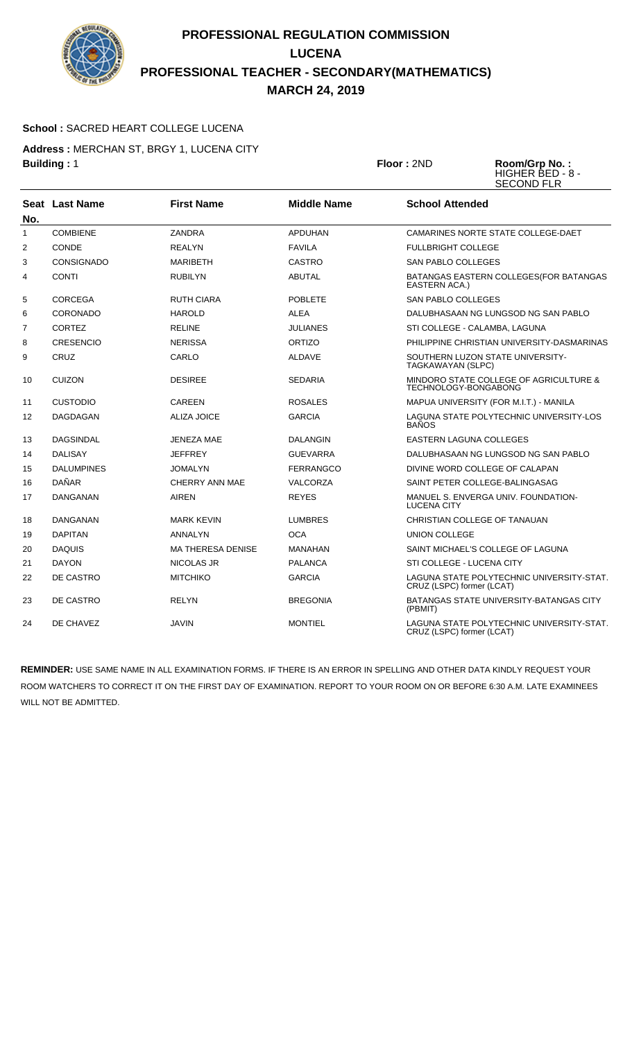# PROFESSIONAL REGULATION COMMISSION
## LUCENA
## PROFESSIONAL TEACHER - SECONDARY(MATHEMATICS)
## MARCH 24, 2019

**School :** SACRED HEART COLLEGE LUCENA

**Address :** MERCHAN ST, BRGY 1, LUCENA CITY

**Building :** 1 **Floor :** 2ND **Room/Grp No. :** HIGHER BED - 8 - SECOND FLR

| Seat No. | Last Name | First Name | Middle Name | School Attended |
|---|---|---|---|---|
| 1 | COMBIENE | ZANDRA | APDUHAN | CAMARINES NORTE STATE COLLEGE-DAET |
| 2 | CONDE | REALYN | FAVILA | FULLBRIGHT COLLEGE |
| 3 | CONSIGNADO | MARIBETH | CASTRO | SAN PABLO COLLEGES |
| 4 | CONTI | RUBILYN | ABUTAL | BATANGAS EASTERN COLLEGES(FOR BATANGAS EASTERN ACA.) |
| 5 | CORCEGA | RUTH CIARA | POBLETE | SAN PABLO COLLEGES |
| 6 | CORONADO | HAROLD | ALEA | DALUBHASAAN NG LUNGSOD NG SAN PABLO |
| 7 | CORTEZ | RELINE | JULIANES | STI COLLEGE - CALAMBA, LAGUNA |
| 8 | CRESENCIO | NERISSA | ORTIZO | PHILIPPINE CHRISTIAN UNIVERSITY-DASMARINAS |
| 9 | CRUZ | CARLO | ALDAVE | SOUTHERN LUZON STATE UNIVERSITY-TAGKAWAYAN (SLPC) |
| 10 | CUIZON | DESIREE | SEDARIA | MINDORO STATE COLLEGE OF AGRICULTURE & TECHNOLOGY-BONGABONG |
| 11 | CUSTODIO | CAREEN | ROSALES | MAPUA UNIVERSITY (FOR M.I.T.) - MANILA |
| 12 | DAGDAGAN | ALIZA JOICE | GARCIA | LAGUNA STATE POLYTECHNIC UNIVERSITY-LOS BAÑOS |
| 13 | DAGSINDAL | JENEZA MAE | DALANGIN | EASTERN LAGUNA COLLEGES |
| 14 | DALISAY | JEFFREY | GUEVARRA | DALUBHASAAN NG LUNGSOD NG SAN PABLO |
| 15 | DALUMPINES | JOMALYN | FERRANGCO | DIVINE WORD COLLEGE OF CALAPAN |
| 16 | DAÑAR | CHERRY ANN MAE | VALCORZA | SAINT PETER COLLEGE-BALINGASAG |
| 17 | DANGANAN | AIREN | REYES | MANUEL S. ENVERGA UNIV. FOUNDATION-LUCENA CITY |
| 18 | DANGANAN | MARK KEVIN | LUMBRES | CHRISTIAN COLLEGE OF TANAUAN |
| 19 | DAPITAN | ANNALYN | OCA | UNION COLLEGE |
| 20 | DAQUIS | MA THERESA DENISE | MANAHAN | SAINT MICHAEL'S COLLEGE OF LAGUNA |
| 21 | DAYON | NICOLAS JR | PALANCA | STI COLLEGE - LUCENA CITY |
| 22 | DE CASTRO | MITCHIKO | GARCIA | LAGUNA STATE POLYTECHNIC UNIVERSITY-STAT. CRUZ (LSPC) former (LCAT) |
| 23 | DE CASTRO | RELYN | BREGONIA | BATANGAS STATE UNIVERSITY-BATANGAS CITY (PBMIT) |
| 24 | DE CHAVEZ | JAVIN | MONTIEL | LAGUNA STATE POLYTECHNIC UNIVERSITY-STAT. CRUZ (LSPC) former (LCAT) |

**REMINDER:** USE SAME NAME IN ALL EXAMINATION FORMS. IF THERE IS AN ERROR IN SPELLING AND OTHER DATA KINDLY REQUEST YOUR ROOM WATCHERS TO CORRECT IT ON THE FIRST DAY OF EXAMINATION. REPORT TO YOUR ROOM ON OR BEFORE 6:30 A.M. LATE EXAMINEES WILL NOT BE ADMITTED.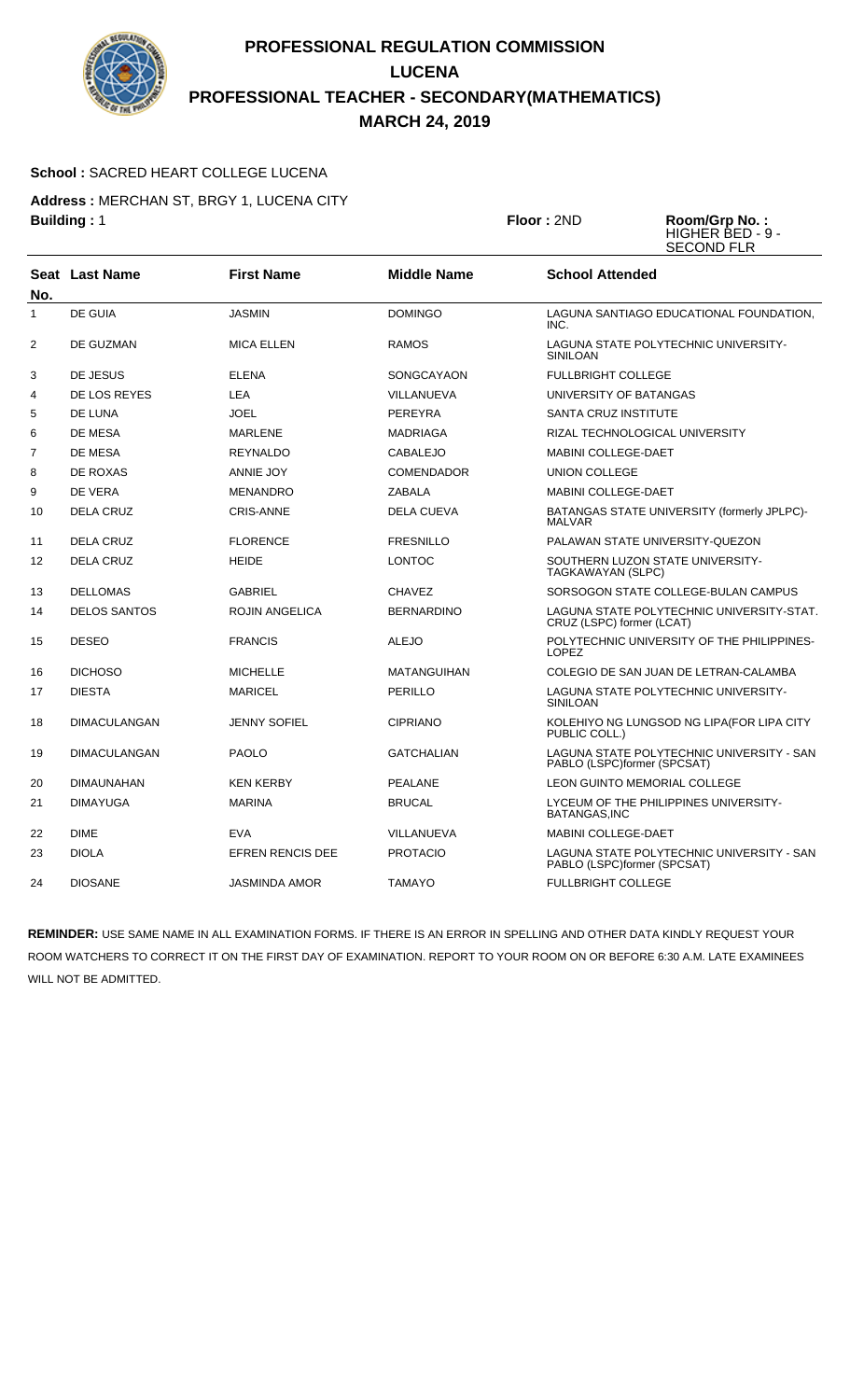# PROFESSIONAL REGULATION COMMISSION
## LUCENA
## PROFESSIONAL TEACHER - SECONDARY(MATHEMATICS)
## MARCH 24, 2019

**School :** SACRED HEART COLLEGE LUCENA

**Address :** MERCHAN ST, BRGY 1, LUCENA CITY

**Building :** 1 **Floor :** 2ND **Room/Grp No. :** HIGHER BED - 9 - SECOND FLR

| Seat No. | Last Name | First Name | Middle Name | School Attended |
|---|---|---|---|---|
| 1 | DE GUIA | JASMIN | DOMINGO | LAGUNA SANTIAGO EDUCATIONAL FOUNDATION, INC. |
| 2 | DE GUZMAN | MICA ELLEN | RAMOS | LAGUNA STATE POLYTECHNIC UNIVERSITY-SINILOAN |
| 3 | DE JESUS | ELENA | SONGCAYAON | FULLBRIGHT COLLEGE |
| 4 | DE LOS REYES | LEA | VILLANUEVA | UNIVERSITY OF BATANGAS |
| 5 | DE LUNA | JOEL | PEREYRA | SANTA CRUZ INSTITUTE |
| 6 | DE MESA | MARLENE | MADRIAGA | RIZAL TECHNOLOGICAL UNIVERSITY |
| 7 | DE MESA | REYNALDO | CABALEJO | MABINI COLLEGE-DAET |
| 8 | DE ROXAS | ANNIE JOY | COMENDADOR | UNION COLLEGE |
| 9 | DE VERA | MENANDRO | ZABALA | MABINI COLLEGE-DAET |
| 10 | DELA CRUZ | CRIS-ANNE | DELA CUEVA | BATANGAS STATE UNIVERSITY (formerly JPLPC)-MALVAR |
| 11 | DELA CRUZ | FLORENCE | FRESNILLO | PALAWAN STATE UNIVERSITY-QUEZON |
| 12 | DELA CRUZ | HEIDE | LONTOC | SOUTHERN LUZON STATE UNIVERSITY-TAGKAWAYAN (SLPC) |
| 13 | DELLOMAS | GABRIEL | CHAVEZ | SORSOGON STATE COLLEGE-BULAN CAMPUS |
| 14 | DELOS SANTOS | ROJIN ANGELICA | BERNARDINO | LAGUNA STATE POLYTECHNIC UNIVERSITY-STAT. CRUZ (LSPC) former (LCAT) |
| 15 | DESEO | FRANCIS | ALEJO | POLYTECHNIC UNIVERSITY OF THE PHILIPPINES-LOPEZ |
| 16 | DICHOSO | MICHELLE | MATANGUIHAN | COLEGIO DE SAN JUAN DE LETRAN-CALAMBA |
| 17 | DIESTA | MARICEL | PERILLO | LAGUNA STATE POLYTECHNIC UNIVERSITY-SINILOAN |
| 18 | DIMACULANGAN | JENNY SOFIEL | CIPRIANO | KOLEHIYO NG LUNGSOD NG LIPA(FOR LIPA CITY PUBLIC COLL.) |
| 19 | DIMACULANGAN | PAOLO | GATCHALIAN | LAGUNA STATE POLYTECHNIC UNIVERSITY - SAN PABLO (LSPC)former (SPCSAT) |
| 20 | DIMAUNAHAN | KEN KERBY | PEALANE | LEON GUINTO MEMORIAL COLLEGE |
| 21 | DIMAYUGA | MARINA | BRUCAL | LYCEUM OF THE PHILIPPINES UNIVERSITY-BATANGAS,INC |
| 22 | DIME | EVA | VILLANUEVA | MABINI COLLEGE-DAET |
| 23 | DIOLA | EFREN RENCIS DEE | PROTACIO | LAGUNA STATE POLYTECHNIC UNIVERSITY - SAN PABLO (LSPC)former (SPCSAT) |
| 24 | DIOSANE | JASMINDA AMOR | TAMAYO | FULLBRIGHT COLLEGE |

**REMINDER:** USE SAME NAME IN ALL EXAMINATION FORMS. IF THERE IS AN ERROR IN SPELLING AND OTHER DATA KINDLY REQUEST YOUR ROOM WATCHERS TO CORRECT IT ON THE FIRST DAY OF EXAMINATION. REPORT TO YOUR ROOM ON OR BEFORE 6:30 A.M. LATE EXAMINEES WILL NOT BE ADMITTED.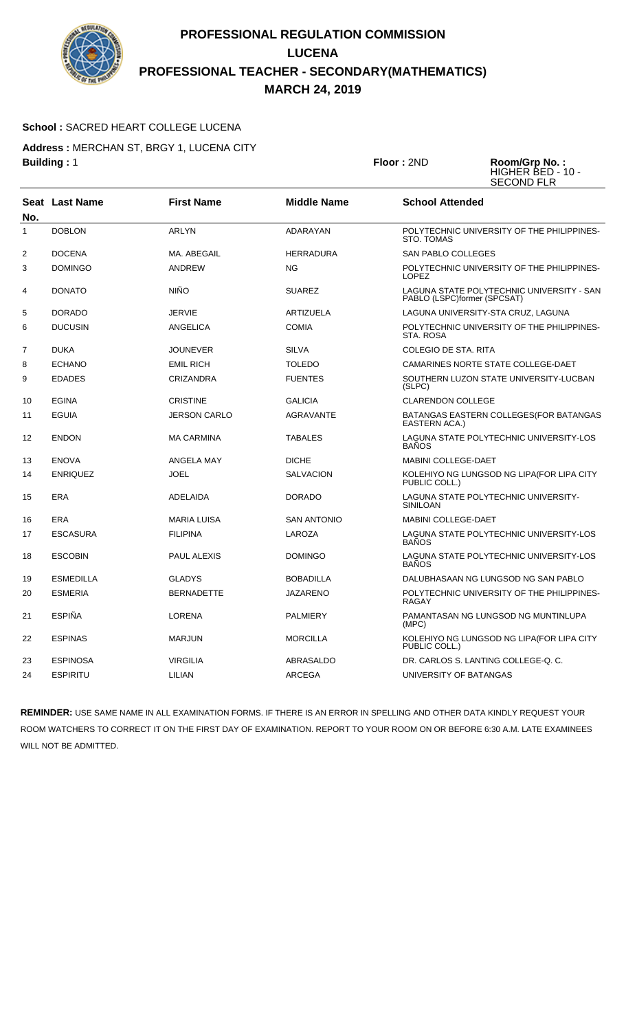# PROFESSIONAL REGULATION COMMISSION
# LUCENA
# PROFESSIONAL TEACHER - SECONDARY(MATHEMATICS)
# MARCH 24, 2019

**School :** SACRED HEART COLLEGE LUCENA

**Address :** MERCHAN ST, BRGY 1, LUCENA CITY

**Building :** 1 **Floor :** 2ND **Room/Grp No. :** HIGHER BED - 10 - SECOND FLR

| Seat No. | Last Name | First Name | Middle Name | School Attended |
|---|---|---|---|---|
| 1 | DOBLON | ARLYN | ADARAYAN | POLYTECHNIC UNIVERSITY OF THE PHILIPPINES-STO. TOMAS |
| 2 | DOCENA | MA. ABEGAIL | HERRADURA | SAN PABLO COLLEGES |
| 3 | DOMINGO | ANDREW | NG | POLYTECHNIC UNIVERSITY OF THE PHILIPPINES-LOPEZ |
| 4 | DONATO | NIÑO | SUAREZ | LAGUNA STATE POLYTECHNIC UNIVERSITY - SAN PABLO (LSPC)former (SPCSAT) |
| 5 | DORADO | JERVIE | ARTIZUELA | LAGUNA UNIVERSITY-STA CRUZ, LAGUNA |
| 6 | DUCUSIN | ANGELICA | COMIA | POLYTECHNIC UNIVERSITY OF THE PHILIPPINES-STA. ROSA |
| 7 | DUKA | JOUNEVER | SILVA | COLEGIO DE STA. RITA |
| 8 | ECHANO | EMIL RICH | TOLEDO | CAMARINES NORTE STATE COLLEGE-DAET |
| 9 | EDADES | CRIZANDRA | FUENTES | SOUTHERN LUZON STATE UNIVERSITY-LUCBAN (SLPC) |
| 10 | EGINA | CRISTINE | GALICIA | CLARENDON COLLEGE |
| 11 | EGUIA | JERSON CARLO | AGRAVANTE | BATANGAS EASTERN COLLEGES(FOR BATANGAS EASTERN ACA.) |
| 12 | ENDON | MA CARMINA | TABALES | LAGUNA STATE POLYTECHNIC UNIVERSITY-LOS BAÑOS |
| 13 | ENOVA | ANGELA MAY | DICHE | MABINI COLLEGE-DAET |
| 14 | ENRIQUEZ | JOEL | SALVACION | KOLEHIYO NG LUNGSOD NG LIPA(FOR LIPA CITY PUBLIC COLL.) |
| 15 | ERA | ADELAIDA | DORADO | LAGUNA STATE POLYTECHNIC UNIVERSITY-SINILOAN |
| 16 | ERA | MARIA LUISA | SAN ANTONIO | MABINI COLLEGE-DAET |
| 17 | ESCASURA | FILIPINA | LAROZA | LAGUNA STATE POLYTECHNIC UNIVERSITY-LOS BAÑOS |
| 18 | ESCOBIN | PAUL ALEXIS | DOMINGO | LAGUNA STATE POLYTECHNIC UNIVERSITY-LOS BAÑOS |
| 19 | ESMEDILLA | GLADYS | BOBADILLA | DALUBHASAAN NG LUNGSOD NG SAN PABLO |
| 20 | ESMERIA | BERNADETTE | JAZARENO | POLYTECHNIC UNIVERSITY OF THE PHILIPPINES-RAGAY |
| 21 | ESPIÑA | LORENA | PALMIERY | PAMANTASAN NG LUNGSOD NG MUNTINLUPA (MPC) |
| 22 | ESPINAS | MARJUN | MORCILLA | KOLEHIYO NG LUNGSOD NG LIPA(FOR LIPA CITY PUBLIC COLL.) |
| 23 | ESPINOSA | VIRGILIA | ABRASALDO | DR. CARLOS S. LANTING COLLEGE-Q. C. |
| 24 | ESPIRITU | LILIAN | ARCEGA | UNIVERSITY OF BATANGAS |

**REMINDER:** USE SAME NAME IN ALL EXAMINATION FORMS. IF THERE IS AN ERROR IN SPELLING AND OTHER DATA KINDLY REQUEST YOUR ROOM WATCHERS TO CORRECT IT ON THE FIRST DAY OF EXAMINATION. REPORT TO YOUR ROOM ON OR BEFORE 6:30 A.M. LATE EXAMINEES WILL NOT BE ADMITTED.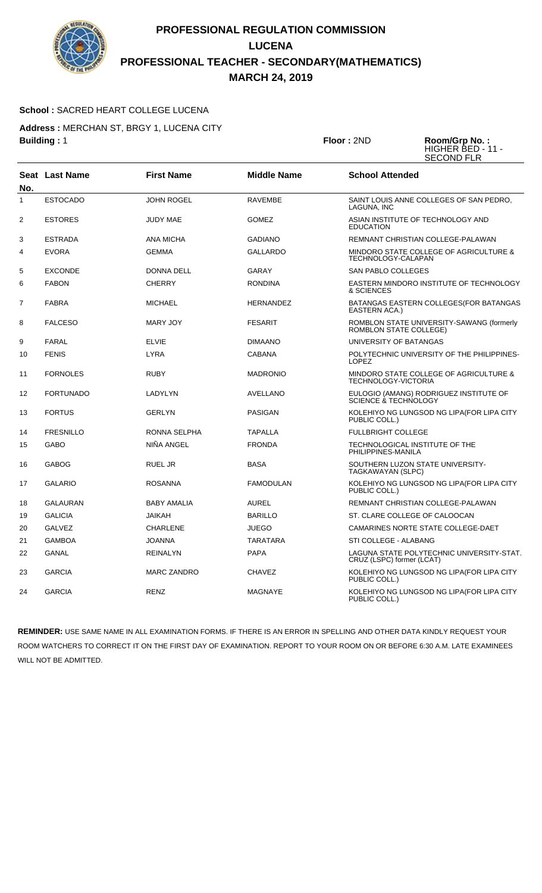# PROFESSIONAL REGULATION COMMISSION
# LUCENA
# PROFESSIONAL TEACHER - SECONDARY(MATHEMATICS)
# MARCH 24, 2019

**School :** SACRED HEART COLLEGE LUCENA

**Address :** MERCHAN ST, BRGY 1, LUCENA CITY

**Building :** 1 **Floor :** 2ND **Room/Grp No. :** HIGHER BED - 11 - SECOND FLR

| Seat No. | Last Name | First Name | Middle Name | School Attended |
|---|---|---|---|---|
| 1 | ESTOCADO | JOHN ROGEL | RAVEMBE | SAINT LOUIS ANNE COLLEGES OF SAN PEDRO, LAGUNA, INC |
| 2 | ESTORES | JUDY MAE | GOMEZ | ASIAN INSTITUTE OF TECHNOLOGY AND EDUCATION |
| 3 | ESTRADA | ANA MICHA | GADIANO | REMNANT CHRISTIAN COLLEGE-PALAWAN |
| 4 | EVORA | GEMMA | GALLARDO | MINDORO STATE COLLEGE OF AGRICULTURE & TECHNOLOGY-CALAPAN |
| 5 | EXCONDE | DONNA DELL | GARAY | SAN PABLO COLLEGES |
| 6 | FABON | CHERRY | RONDINA | EASTERN MINDORO INSTITUTE OF TECHNOLOGY & SCIENCES |
| 7 | FABRA | MICHAEL | HERNANDEZ | BATANGAS EASTERN COLLEGES(FOR BATANGAS EASTERN ACA.) |
| 8 | FALCESO | MARY JOY | FESARIT | ROMBLON STATE UNIVERSITY-SAWANG (formerly ROMBLON STATE COLLEGE) |
| 9 | FARAL | ELVIE | DIMAANO | UNIVERSITY OF BATANGAS |
| 10 | FENIS | LYRA | CABANA | POLYTECHNIC UNIVERSITY OF THE PHILIPPINES-LOPEZ |
| 11 | FORNOLES | RUBY | MADRONIO | MINDORO STATE COLLEGE OF AGRICULTURE & TECHNOLOGY-VICTORIA |
| 12 | FORTUNADO | LADYLYN | AVELLANO | EULOGIO (AMANG) RODRIGUEZ INSTITUTE OF SCIENCE & TECHNOLOGY |
| 13 | FORTUS | GERLYN | PASIGAN | KOLEHIYO NG LUNGSOD NG LIPA(FOR LIPA CITY PUBLIC COLL.) |
| 14 | FRESNILLO | RONNA SELPHA | TAPALLA | FULLBRIGHT COLLEGE |
| 15 | GABO | NIÑA ANGEL | FRONDA | TECHNOLOGICAL INSTITUTE OF THE PHILIPPINES-MANILA |
| 16 | GABOG | RUEL JR | BASA | SOUTHERN LUZON STATE UNIVERSITY-TAGKAWAYAN (SLPC) |
| 17 | GALARIO | ROSANNA | FAMODULAN | KOLEHIYO NG LUNGSOD NG LIPA(FOR LIPA CITY PUBLIC COLL.) |
| 18 | GALAURAN | BABY AMALIA | AUREL | REMNANT CHRISTIAN COLLEGE-PALAWAN |
| 19 | GALICIA | JAIKAH | BARILLO | ST. CLARE COLLEGE OF CALOOCAN |
| 20 | GALVEZ | CHARLENE | JUEGO | CAMARINES NORTE STATE COLLEGE-DAET |
| 21 | GAMBOA | JOANNA | TARATARA | STI COLLEGE - ALABANG |
| 22 | GANAL | REINALYN | PAPA | LAGUNA STATE POLYTECHNIC UNIVERSITY-STAT. CRUZ (LSPC) former (LCAT) |
| 23 | GARCIA | MARC ZANDRO | CHAVEZ | KOLEHIYO NG LUNGSOD NG LIPA(FOR LIPA CITY PUBLIC COLL.) |
| 24 | GARCIA | RENZ | MAGNAYE | KOLEHIYO NG LUNGSOD NG LIPA(FOR LIPA CITY PUBLIC COLL.) |

**REMINDER:** USE SAME NAME IN ALL EXAMINATION FORMS. IF THERE IS AN ERROR IN SPELLING AND OTHER DATA KINDLY REQUEST YOUR ROOM WATCHERS TO CORRECT IT ON THE FIRST DAY OF EXAMINATION. REPORT TO YOUR ROOM ON OR BEFORE 6:30 A.M. LATE EXAMINEES WILL NOT BE ADMITTED.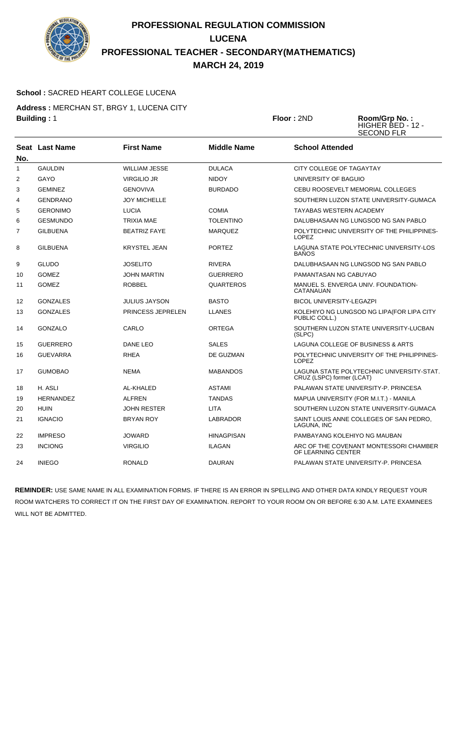# PROFESSIONAL REGULATION COMMISSION
# LUCENA
# PROFESSIONAL TEACHER - SECONDARY(MATHEMATICS)
# MARCH 24, 2019

**School :** SACRED HEART COLLEGE LUCENA

**Address :** MERCHAN ST, BRGY 1, LUCENA CITY

**Building :** 1 **Floor :** 2ND **Room/Grp No. :** HIGHER BED - 12 - SECOND FLR

| Seat No. | Last Name | First Name | Middle Name | School Attended |
|---|---|---|---|---|
| 1 | GAULDIN | WILLIAM JESSE | DULACA | CITY COLLEGE OF TAGAYTAY |
| 2 | GAYO | VIRGILIO JR | NIDOY | UNIVERSITY OF BAGUIO |
| 3 | GEMINEZ | GENOVIVA | BURDADO | CEBU ROOSEVELT MEMORIAL COLLEGES |
| 4 | GENDRANO | JOY MICHELLE | | SOUTHERN LUZON STATE UNIVERSITY-GUMACA |
| 5 | GERONIMO | LUCIA | COMIA | TAYABAS WESTERN ACADEMY |
| 6 | GESMUNDO | TRIXIA MAE | TOLENTINO | DALUBHASAAN NG LUNGSOD NG SAN PABLO |
| 7 | GILBUENA | BEATRIZ FAYE | MARQUEZ | POLYTECHNIC UNIVERSITY OF THE PHILIPPINES-LOPEZ |
| 8 | GILBUENA | KRYSTEL JEAN | PORTEZ | LAGUNA STATE POLYTECHNIC UNIVERSITY-LOS BAÑOS |
| 9 | GLUDO | JOSELITO | RIVERA | DALUBHASAAN NG LUNGSOD NG SAN PABLO |
| 10 | GOMEZ | JOHN MARTIN | GUERRERO | PAMANTASAN NG CABUYAO |
| 11 | GOMEZ | ROBBEL | QUARTEROS | MANUEL S. ENVERGA UNIV. FOUNDATION-CATANAUAN |
| 12 | GONZALES | JULIUS JAYSON | BASTO | BICOL UNIVERSITY-LEGAZPI |
| 13 | GONZALES | PRINCESS JEPRELEN | LLANES | KOLEHIYO NG LUNGSOD NG LIPA(FOR LIPA CITY PUBLIC COLL.) |
| 14 | GONZALO | CARLO | ORTEGA | SOUTHERN LUZON STATE UNIVERSITY-LUCBAN (SLPC) |
| 15 | GUERRERO | DANE LEO | SALES | LAGUNA COLLEGE OF BUSINESS & ARTS |
| 16 | GUEVARRA | RHEA | DE GUZMAN | POLYTECHNIC UNIVERSITY OF THE PHILIPPINES-LOPEZ |
| 17 | GUMOBAO | NEMA | MABANDOS | LAGUNA STATE POLYTECHNIC UNIVERSITY-STAT. CRUZ (LSPC) former (LCAT) |
| 18 | H. ASLI | AL-KHALED | ASTAMI | PALAWAN STATE UNIVERSITY-P. PRINCESA |
| 19 | HERNANDEZ | ALFREN | TANDAS | MAPUA UNIVERSITY (FOR M.I.T.) - MANILA |
| 20 | HUIN | JOHN RESTER | LITA | SOUTHERN LUZON STATE UNIVERSITY-GUMACA |
| 21 | IGNACIO | BRYAN ROY | LABRADOR | SAINT LOUIS ANNE COLLEGES OF SAN PEDRO, LAGUNA, INC |
| 22 | IMPRESO | JOWARD | HINAGPISAN | PAMBAYANG KOLEHIYO NG MAUBAN |
| 23 | INCIONG | VIRGILIO | ILAGAN | ARC OF THE COVENANT MONTESSORI CHAMBER OF LEARNING CENTER |
| 24 | INIEGO | RONALD | DAURAN | PALAWAN STATE UNIVERSITY-P. PRINCESA |

**REMINDER:** USE SAME NAME IN ALL EXAMINATION FORMS. IF THERE IS AN ERROR IN SPELLING AND OTHER DATA KINDLY REQUEST YOUR ROOM WATCHERS TO CORRECT IT ON THE FIRST DAY OF EXAMINATION. REPORT TO YOUR ROOM ON OR BEFORE 6:30 A.M. LATE EXAMINEES WILL NOT BE ADMITTED.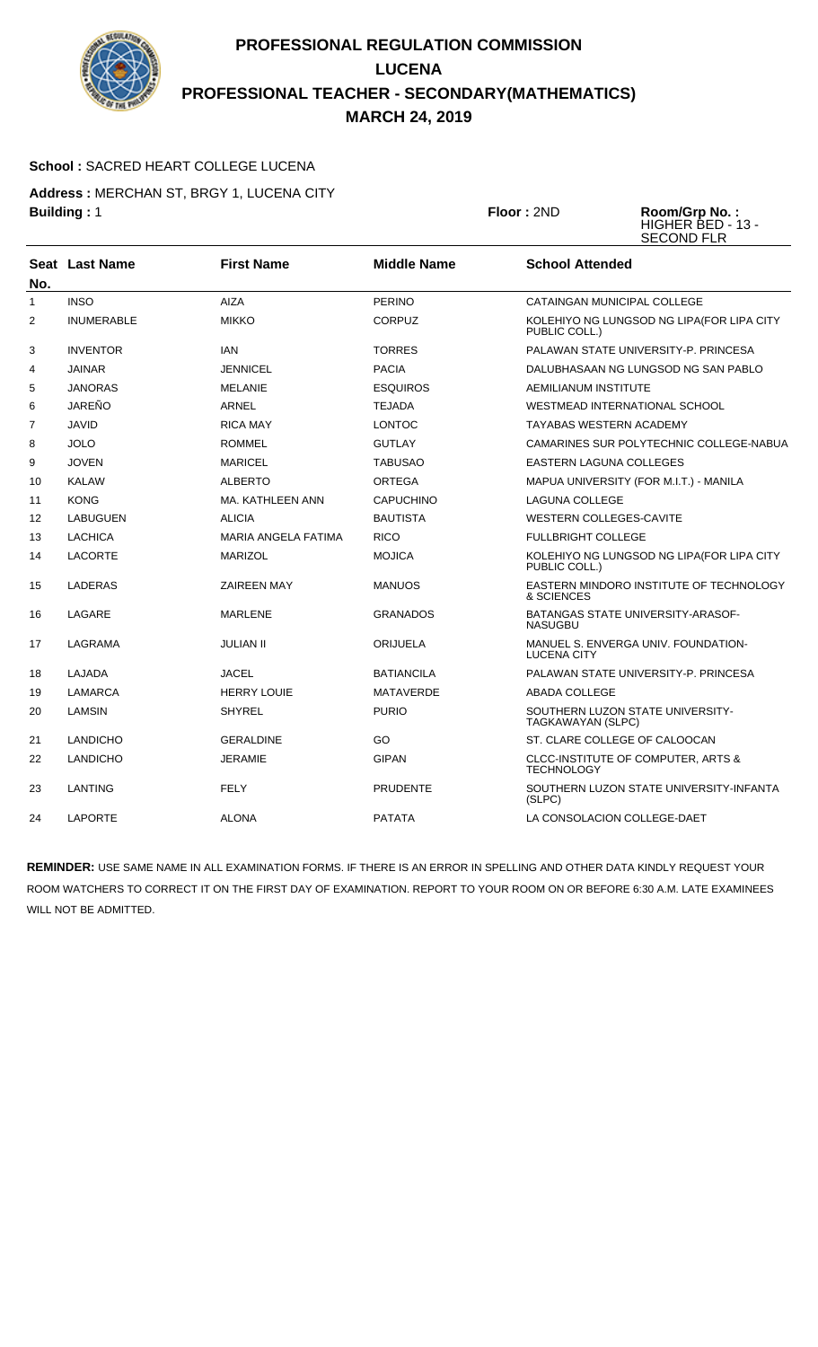# PROFESSIONAL REGULATION COMMISSION
## LUCENA
## PROFESSIONAL TEACHER - SECONDARY(MATHEMATICS)
## MARCH 24, 2019

**School :** SACRED HEART COLLEGE LUCENA

**Address :** MERCHAN ST, BRGY 1, LUCENA CITY

**Building :** 1 **Floor :** 2ND **Room/Grp No. :** HIGHER BED - 13 - SECOND FLR

| Seat No. | Last Name | First Name | Middle Name | School Attended |
|---|---|---|---|---|
| 1 | INSO | AIZA | PERINO | CATAINGAN MUNICIPAL COLLEGE |
| 2 | INUMERABLE | MIKKO | CORPUZ | KOLEHIYO NG LUNGSOD NG LIPA(FOR LIPA CITY PUBLIC COLL.) |
| 3 | INVENTOR | IAN | TORRES | PALAWAN STATE UNIVERSITY-P. PRINCESA |
| 4 | JAINAR | JENNICEL | PACIA | DALUBHASAAN NG LUNGSOD NG SAN PABLO |
| 5 | JANORAS | MELANIE | ESQUIROS | AEMILIANUM INSTITUTE |
| 6 | JAREÑO | ARNEL | TEJADA | WESTMEAD INTERNATIONAL SCHOOL |
| 7 | JAVID | RICA MAY | LONTOC | TAYABAS WESTERN ACADEMY |
| 8 | JOLO | ROMMEL | GUTLAY | CAMARINES SUR POLYTECHNIC COLLEGE-NABUA |
| 9 | JOVEN | MARICEL | TABUSAO | EASTERN LAGUNA COLLEGES |
| 10 | KALAW | ALBERTO | ORTEGA | MAPUA UNIVERSITY (FOR M.I.T.) - MANILA |
| 11 | KONG | MA. KATHLEEN ANN | CAPUCHINO | LAGUNA COLLEGE |
| 12 | LABUGUEN | ALICIA | BAUTISTA | WESTERN COLLEGES-CAVITE |
| 13 | LACHICA | MARIA ANGELA FATIMA | RICO | FULLBRIGHT COLLEGE |
| 14 | LACORTE | MARIZOL | MOJICA | KOLEHIYO NG LUNGSOD NG LIPA(FOR LIPA CITY PUBLIC COLL.) |
| 15 | LADERAS | ZAIREEN MAY | MANUOS | EASTERN MINDORO INSTITUTE OF TECHNOLOGY & SCIENCES |
| 16 | LAGARE | MARLENE | GRANADOS | BATANGAS STATE UNIVERSITY-ARASOF-NASUGBU |
| 17 | LAGRAMA | JULIAN II | ORIJUELA | MANUEL S. ENVERGA UNIV. FOUNDATION-LUCENA CITY |
| 18 | LAJADA | JACEL | BATIANCILA | PALAWAN STATE UNIVERSITY-P. PRINCESA |
| 19 | LAMARCA | HERRY LOUIE | MATAVERDE | ABADA COLLEGE |
| 20 | LAMSIN | SHYREL | PURIO | SOUTHERN LUZON STATE UNIVERSITY-TAGKAWAYAN (SLPC) |
| 21 | LANDICHO | GERALDINE | GO | ST. CLARE COLLEGE OF CALOOCAN |
| 22 | LANDICHO | JERAMIE | GIPAN | CLCC-INSTITUTE OF COMPUTER, ARTS & TECHNOLOGY |
| 23 | LANTING | FELY | PRUDENTE | SOUTHERN LUZON STATE UNIVERSITY-INFANTA (SLPC) |
| 24 | LAPORTE | ALONA | PATATA | LA CONSOLACION COLLEGE-DAET |

**REMINDER:** USE SAME NAME IN ALL EXAMINATION FORMS. IF THERE IS AN ERROR IN SPELLING AND OTHER DATA KINDLY REQUEST YOUR ROOM WATCHERS TO CORRECT IT ON THE FIRST DAY OF EXAMINATION. REPORT TO YOUR ROOM ON OR BEFORE 6:30 A.M. LATE EXAMINEES WILL NOT BE ADMITTED.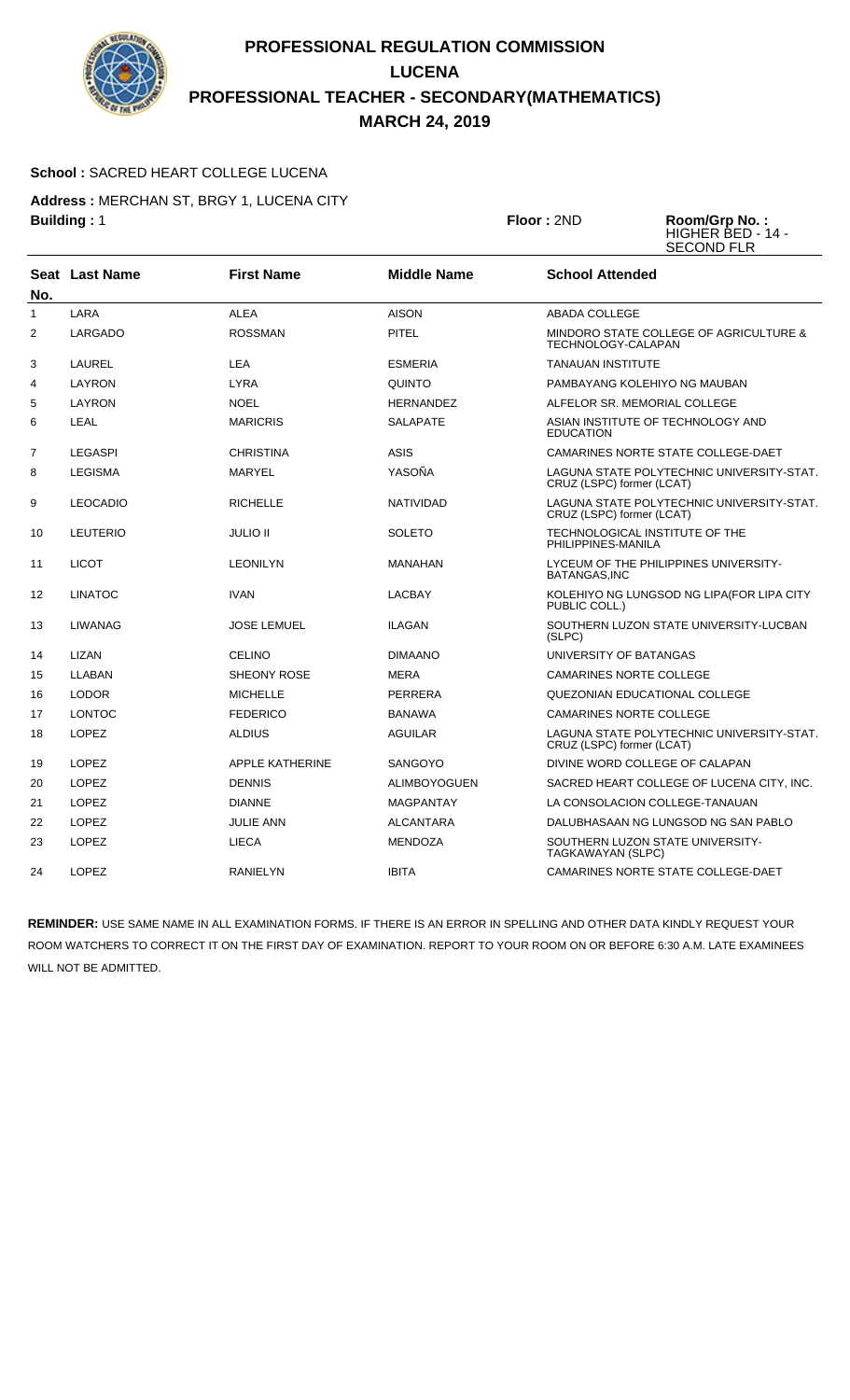# PROFESSIONAL REGULATION COMMISSION
# LUCENA
# PROFESSIONAL TEACHER - SECONDARY(MATHEMATICS)
# MARCH 24, 2019

**School :** SACRED HEART COLLEGE LUCENA

**Address :** MERCHAN ST, BRGY 1, LUCENA CITY

**Building :** 1 **Floor :** 2ND **Room/Grp No. :** HIGHER BED - 14 - SECOND FLR

| Seat No. | Last Name | First Name | Middle Name | School Attended |
|---|---|---|---|---|
| 1 | LARA | ALEA | AISON | ABADA COLLEGE |
| 2 | LARGADO | ROSSMAN | PITEL | MINDORO STATE COLLEGE OF AGRICULTURE & TECHNOLOGY-CALAPAN |
| 3 | LAUREL | LEA | ESMERIA | TANAUAN INSTITUTE |
| 4 | LAYRON | LYRA | QUINTO | PAMBAYANG KOLEHIYO NG MAUBAN |
| 5 | LAYRON | NOEL | HERNANDEZ | ALFELOR SR. MEMORIAL COLLEGE |
| 6 | LEAL | MARICRIS | SALAPATE | ASIAN INSTITUTE OF TECHNOLOGY AND EDUCATION |
| 7 | LEGASPI | CHRISTINA | ASIS | CAMARINES NORTE STATE COLLEGE-DAET |
| 8 | LEGISMA | MARYEL | YASOÑA | LAGUNA STATE POLYTECHNIC UNIVERSITY-STAT. CRUZ (LSPC) former (LCAT) |
| 9 | LEOCADIO | RICHELLE | NATIVIDAD | LAGUNA STATE POLYTECHNIC UNIVERSITY-STAT. CRUZ (LSPC) former (LCAT) |
| 10 | LEUTERIO | JULIO II | SOLETO | TECHNOLOGICAL INSTITUTE OF THE PHILIPPINES-MANILA |
| 11 | LICOT | LEONILYN | MANAHAN | LYCEUM OF THE PHILIPPINES UNIVERSITY-BATANGAS,INC |
| 12 | LINATOC | IVAN | LACBAY | KOLEHIYO NG LUNGSOD NG LIPA(FOR LIPA CITY PUBLIC COLL.) |
| 13 | LIWANAG | JOSE LEMUEL | ILAGAN | SOUTHERN LUZON STATE UNIVERSITY-LUCBAN (SLPC) |
| 14 | LIZAN | CELINO | DIMAANO | UNIVERSITY OF BATANGAS |
| 15 | LLABAN | SHEONY ROSE | MERA | CAMARINES NORTE COLLEGE |
| 16 | LODOR | MICHELLE | PERRERA | QUEZONIAN EDUCATIONAL COLLEGE |
| 17 | LONTOC | FEDERICO | BANAWA | CAMARINES NORTE COLLEGE |
| 18 | LOPEZ | ALDIUS | AGUILAR | LAGUNA STATE POLYTECHNIC UNIVERSITY-STAT. CRUZ (LSPC) former (LCAT) |
| 19 | LOPEZ | APPLE KATHERINE | SANGOYO | DIVINE WORD COLLEGE OF CALAPAN |
| 20 | LOPEZ | DENNIS | ALIMBOYOGUEN | SACRED HEART COLLEGE OF LUCENA CITY, INC. |
| 21 | LOPEZ | DIANNE | MAGPANTAY | LA CONSOLACION COLLEGE-TANAUAN |
| 22 | LOPEZ | JULIE ANN | ALCANTARA | DALUBHASAAN NG LUNGSOD NG SAN PABLO |
| 23 | LOPEZ | LIECA | MENDOZA | SOUTHERN LUZON STATE UNIVERSITY-TAGKAWAYAN (SLPC) |
| 24 | LOPEZ | RANIELYN | IBITA | CAMARINES NORTE STATE COLLEGE-DAET |

**REMINDER:** USE SAME NAME IN ALL EXAMINATION FORMS. IF THERE IS AN ERROR IN SPELLING AND OTHER DATA KINDLY REQUEST YOUR ROOM WATCHERS TO CORRECT IT ON THE FIRST DAY OF EXAMINATION. REPORT TO YOUR ROOM ON OR BEFORE 6:30 A.M. LATE EXAMINEES WILL NOT BE ADMITTED.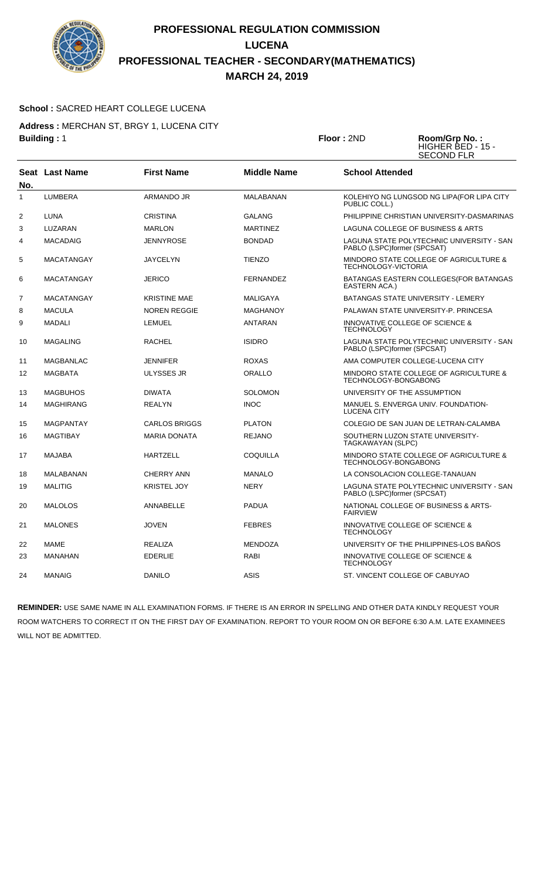# PROFESSIONAL REGULATION COMMISSION
# LUCENA
# PROFESSIONAL TEACHER - SECONDARY(MATHEMATICS)
# MARCH 24, 2019

**School :** SACRED HEART COLLEGE LUCENA

**Address :** MERCHAN ST, BRGY 1, LUCENA CITY

**Building :** 1 **Floor :** 2ND **Room/Grp No. :** HIGHER BED - 15 - SECOND FLR

| Seat No. | Last Name | First Name | Middle Name | School Attended |
|---|---|---|---|---|
| 1 | LUMBERA | ARMANDO JR | MALABANAN | KOLEHIYO NG LUNGSOD NG LIPA(FOR LIPA CITY PUBLIC COLL.) |
| 2 | LUNA | CRISTINA | GALANG | PHILIPPINE CHRISTIAN UNIVERSITY-DASMARINAS |
| 3 | LUZARAN | MARLON | MARTINEZ | LAGUNA COLLEGE OF BUSINESS & ARTS |
| 4 | MACADAIG | JENNYROSE | BONDAD | LAGUNA STATE POLYTECHNIC UNIVERSITY - SAN PABLO (LSPC)former (SPCSAT) |
| 5 | MACATANGAY | JAYCELYN | TIENZO | MINDORO STATE COLLEGE OF AGRICULTURE & TECHNOLOGY-VICTORIA |
| 6 | MACATANGAY | JERICO | FERNANDEZ | BATANGAS EASTERN COLLEGES(FOR BATANGAS EASTERN ACA.) |
| 7 | MACATANGAY | KRISTINE MAE | MALIGAYA | BATANGAS STATE UNIVERSITY - LEMERY |
| 8 | MACULA | NOREN REGGIE | MAGHANOY | PALAWAN STATE UNIVERSITY-P. PRINCESA |
| 9 | MADALI | LEMUEL | ANTARAN | INNOVATIVE COLLEGE OF SCIENCE & TECHNOLOGY |
| 10 | MAGALING | RACHEL | ISIDRO | LAGUNA STATE POLYTECHNIC UNIVERSITY - SAN PABLO (LSPC)former (SPCSAT) |
| 11 | MAGBANLAC | JENNIFER | ROXAS | AMA COMPUTER COLLEGE-LUCENA CITY |
| 12 | MAGBATA | ULYSSES JR | ORALLO | MINDORO STATE COLLEGE OF AGRICULTURE & TECHNOLOGY-BONGABONG |
| 13 | MAGBUHOS | DIWATA | SOLOMON | UNIVERSITY OF THE ASSUMPTION |
| 14 | MAGHIRANG | REALYN | INOC | MANUEL S. ENVERGA UNIV. FOUNDATION-LUCENA CITY |
| 15 | MAGPANTAY | CARLOS BRIGGS | PLATON | COLEGIO DE SAN JUAN DE LETRAN-CALAMBA |
| 16 | MAGTIBAY | MARIA DONATA | REJANO | SOUTHERN LUZON STATE UNIVERSITY-TAGKAWAYAN (SLPC) |
| 17 | MAJABA | HARTZELL | COQUILLA | MINDORO STATE COLLEGE OF AGRICULTURE & TECHNOLOGY-BONGABONG |
| 18 | MALABANAN | CHERRY ANN | MANALO | LA CONSOLACION COLLEGE-TANAUAN |
| 19 | MALITIG | KRISTEL JOY | NERY | LAGUNA STATE POLYTECHNIC UNIVERSITY - SAN PABLO (LSPC)former (SPCSAT) |
| 20 | MALOLOS | ANNABELLE | PADUA | NATIONAL COLLEGE OF BUSINESS & ARTS-FAIRVIEW |
| 21 | MALONES | JOVEN | FEBRES | INNOVATIVE COLLEGE OF SCIENCE & TECHNOLOGY |
| 22 | MAME | REALIZA | MENDOZA | UNIVERSITY OF THE PHILIPPINES-LOS BAÑOS |
| 23 | MANAHAN | EDERLIE | RABI | INNOVATIVE COLLEGE OF SCIENCE & TECHNOLOGY |
| 24 | MANAIG | DANILO | ASIS | ST. VINCENT COLLEGE OF CABUYAO |

**REMINDER:** USE SAME NAME IN ALL EXAMINATION FORMS. IF THERE IS AN ERROR IN SPELLING AND OTHER DATA KINDLY REQUEST YOUR ROOM WATCHERS TO CORRECT IT ON THE FIRST DAY OF EXAMINATION. REPORT TO YOUR ROOM ON OR BEFORE 6:30 A.M. LATE EXAMINEES WILL NOT BE ADMITTED.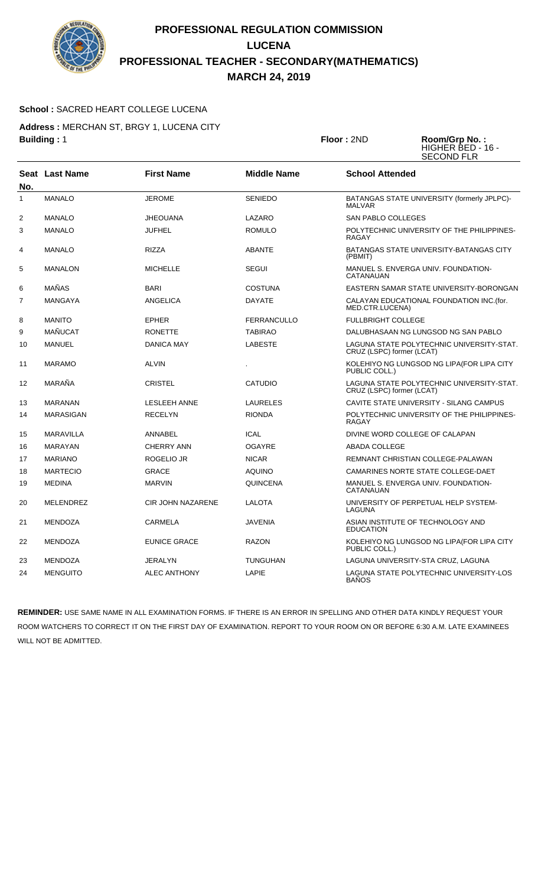# PROFESSIONAL REGULATION COMMISSION
## LUCENA
## PROFESSIONAL TEACHER - SECONDARY(MATHEMATICS)
## MARCH 24, 2019

**School :** SACRED HEART COLLEGE LUCENA

**Address :** MERCHAN ST, BRGY 1, LUCENA CITY

**Building :** 1 **Floor :** 2ND **Room/Grp No. :** HIGHER BED - 16 - SECOND FLR

| Seat No. | Last Name | First Name | Middle Name | School Attended |
|---|---|---|---|---|
| 1 | MANALO | JEROME | SENIEDO | BATANGAS STATE UNIVERSITY (formerly JPLPC)-MALVAR |
| 2 | MANALO | JHEOUANA | LAZARO | SAN PABLO COLLEGES |
| 3 | MANALO | JUFHEL | ROMULO | POLYTECHNIC UNIVERSITY OF THE PHILIPPINES-RAGAY |
| 4 | MANALO | RIZZA | ABANTE | BATANGAS STATE UNIVERSITY-BATANGAS CITY (PBMIT) |
| 5 | MANALON | MICHELLE | SEGUI | MANUEL S. ENVERGA UNIV. FOUNDATION-CATANAUAN |
| 6 | MAÑAS | BARI | COSTUNA | EASTERN SAMAR STATE UNIVERSITY-BORONGAN |
| 7 | MANGAYA | ANGELICA | DAYATE | CALAYAN EDUCATIONAL FOUNDATION INC.(for. MED.CTR.LUCENA) |
| 8 | MANITO | EPHER | FERRANCULLO | FULLBRIGHT COLLEGE |
| 9 | MAÑUCAT | RONETTE | TABIRAO | DALUBHASAAN NG LUNGSOD NG SAN PABLO |
| 10 | MANUEL | DANICA MAY | LABESTE | LAGUNA STATE POLYTECHNIC UNIVERSITY-STAT. CRUZ (LSPC) former (LCAT) |
| 11 | MARAMO | ALVIN | . | KOLEHIYO NG LUNGSOD NG LIPA(FOR LIPA CITY PUBLIC COLL.) |
| 12 | MARAÑA | CRISTEL | CATUDIO | LAGUNA STATE POLYTECHNIC UNIVERSITY-STAT. CRUZ (LSPC) former (LCAT) |
| 13 | MARANAN | LESLEEH ANNE | LAURELES | CAVITE STATE UNIVERSITY - SILANG CAMPUS |
| 14 | MARASIGAN | RECELYN | RIONDA | POLYTECHNIC UNIVERSITY OF THE PHILIPPINES-RAGAY |
| 15 | MARAVILLA | ANNABEL | ICAL | DIVINE WORD COLLEGE OF CALAPAN |
| 16 | MARAYAN | CHERRY ANN | OGAYRE | ABADA COLLEGE |
| 17 | MARIANO | ROGELIO JR | NICAR | REMNANT CHRISTIAN COLLEGE-PALAWAN |
| 18 | MARTECIO | GRACE | AQUINO | CAMARINES NORTE STATE COLLEGE-DAET |
| 19 | MEDINA | MARVIN | QUINCENA | MANUEL S. ENVERGA UNIV. FOUNDATION-CATANAUAN |
| 20 | MELENDREZ | CIR JOHN NAZARENE | LALOTA | UNIVERSITY OF PERPETUAL HELP SYSTEM-LAGUNA |
| 21 | MENDOZA | CARMELA | JAVENIA | ASIAN INSTITUTE OF TECHNOLOGY AND EDUCATION |
| 22 | MENDOZA | EUNICE GRACE | RAZON | KOLEHIYO NG LUNGSOD NG LIPA(FOR LIPA CITY PUBLIC COLL.) |
| 23 | MENDOZA | JERALYN | TUNGUHAN | LAGUNA UNIVERSITY-STA CRUZ, LAGUNA |
| 24 | MENGUITO | ALEC ANTHONY | LAPIE | LAGUNA STATE POLYTECHNIC UNIVERSITY-LOS BAÑOS |

**REMINDER:** USE SAME NAME IN ALL EXAMINATION FORMS. IF THERE IS AN ERROR IN SPELLING AND OTHER DATA KINDLY REQUEST YOUR ROOM WATCHERS TO CORRECT IT ON THE FIRST DAY OF EXAMINATION. REPORT TO YOUR ROOM ON OR BEFORE 6:30 A.M. LATE EXAMINEES WILL NOT BE ADMITTED.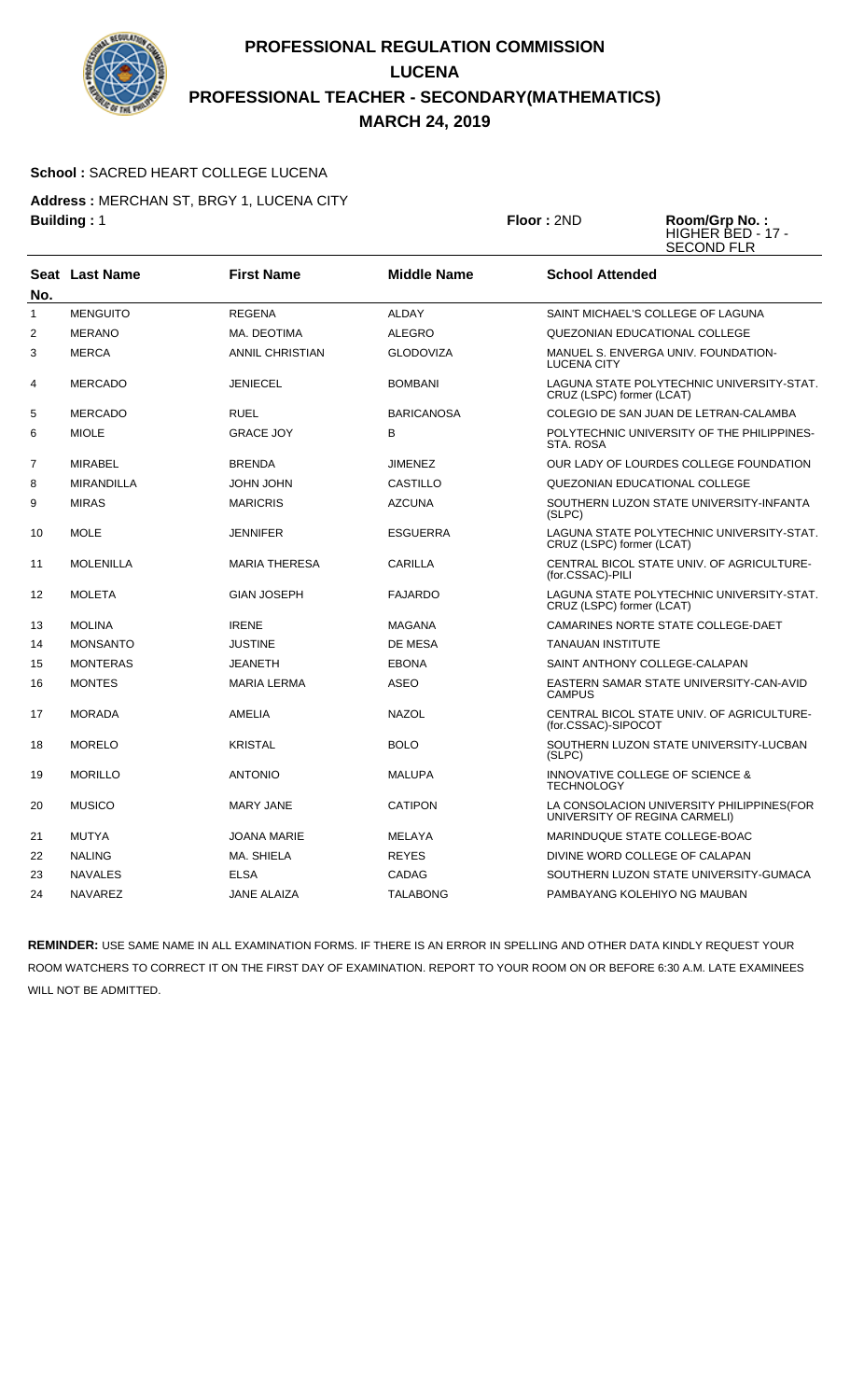# PROFESSIONAL REGULATION COMMISSION
# LUCENA
# PROFESSIONAL TEACHER - SECONDARY(MATHEMATICS)
# MARCH 24, 2019

**School :** SACRED HEART COLLEGE LUCENA

**Address :** MERCHAN ST, BRGY 1, LUCENA CITY

**Building :** 1 **Floor :** 2ND **Room/Grp No. :** HIGHER BED - 17 - SECOND FLR

| Seat No. | Last Name | First Name | Middle Name | School Attended |
|---|---|---|---|---|
| 1 | MENGUITO | REGENA | ALDAY | SAINT MICHAEL'S COLLEGE OF LAGUNA |
| 2 | MERANO | MA. DEOTIMA | ALEGRO | QUEZONIAN EDUCATIONAL COLLEGE |
| 3 | MERCA | ANNIL CHRISTIAN | GLODOVIZA | MANUEL S. ENVERGA UNIV. FOUNDATION-LUCENA CITY |
| 4 | MERCADO | JENIECEL | BOMBANI | LAGUNA STATE POLYTECHNIC UNIVERSITY-STAT. CRUZ (LSPC) former (LCAT) |
| 5 | MERCADO | RUEL | BARICANOSA | COLEGIO DE SAN JUAN DE LETRAN-CALAMBA |
| 6 | MIOLE | GRACE JOY | B | POLYTECHNIC UNIVERSITY OF THE PHILIPPINES-STA. ROSA |
| 7 | MIRABEL | BRENDA | JIMENEZ | OUR LADY OF LOURDES COLLEGE FOUNDATION |
| 8 | MIRANDILLA | JOHN JOHN | CASTILLO | QUEZONIAN EDUCATIONAL COLLEGE |
| 9 | MIRAS | MARICRIS | AZCUNA | SOUTHERN LUZON STATE UNIVERSITY-INFANTA (SLPC) |
| 10 | MOLE | JENNIFER | ESGUERRA | LAGUNA STATE POLYTECHNIC UNIVERSITY-STAT. CRUZ (LSPC) former (LCAT) |
| 11 | MOLENILLA | MARIA THERESA | CARILLA | CENTRAL BICOL STATE UNIV. OF AGRICULTURE-(for.CSSAC)-PILI |
| 12 | MOLETA | GIAN JOSEPH | FAJARDO | LAGUNA STATE POLYTECHNIC UNIVERSITY-STAT. CRUZ (LSPC) former (LCAT) |
| 13 | MOLINA | IRENE | MAGANA | CAMARINES NORTE STATE COLLEGE-DAET |
| 14 | MONSANTO | JUSTINE | DE MESA | TANAUAN INSTITUTE |
| 15 | MONTERAS | JEANETH | EBONA | SAINT ANTHONY COLLEGE-CALAPAN |
| 16 | MONTES | MARIA LERMA | ASEO | EASTERN SAMAR STATE UNIVERSITY-CAN-AVID CAMPUS |
| 17 | MORADA | AMELIA | NAZOL | CENTRAL BICOL STATE UNIV. OF AGRICULTURE-(for.CSSAC)-SIPOCOT |
| 18 | MORELO | KRISTAL | BOLO | SOUTHERN LUZON STATE UNIVERSITY-LUCBAN (SLPC) |
| 19 | MORILLO | ANTONIO | MALUPA | INNOVATIVE COLLEGE OF SCIENCE & TECHNOLOGY |
| 20 | MUSICO | MARY JANE | CATIPON | LA CONSOLACION UNIVERSITY PHILIPPINES(FOR UNIVERSITY OF REGINA CARMELI) |
| 21 | MUTYA | JOANA MARIE | MELAYA | MARINDUQUE STATE COLLEGE-BOAC |
| 22 | NALING | MA. SHIELA | REYES | DIVINE WORD COLLEGE OF CALAPAN |
| 23 | NAVALES | ELSA | CADAG | SOUTHERN LUZON STATE UNIVERSITY-GUMACA |
| 24 | NAVAREZ | JANE ALAIZA | TALABONG | PAMBAYANG KOLEHIYO NG MAUBAN |

**REMINDER:** USE SAME NAME IN ALL EXAMINATION FORMS. IF THERE IS AN ERROR IN SPELLING AND OTHER DATA KINDLY REQUEST YOUR ROOM WATCHERS TO CORRECT IT ON THE FIRST DAY OF EXAMINATION. REPORT TO YOUR ROOM ON OR BEFORE 6:30 A.M. LATE EXAMINEES WILL NOT BE ADMITTED.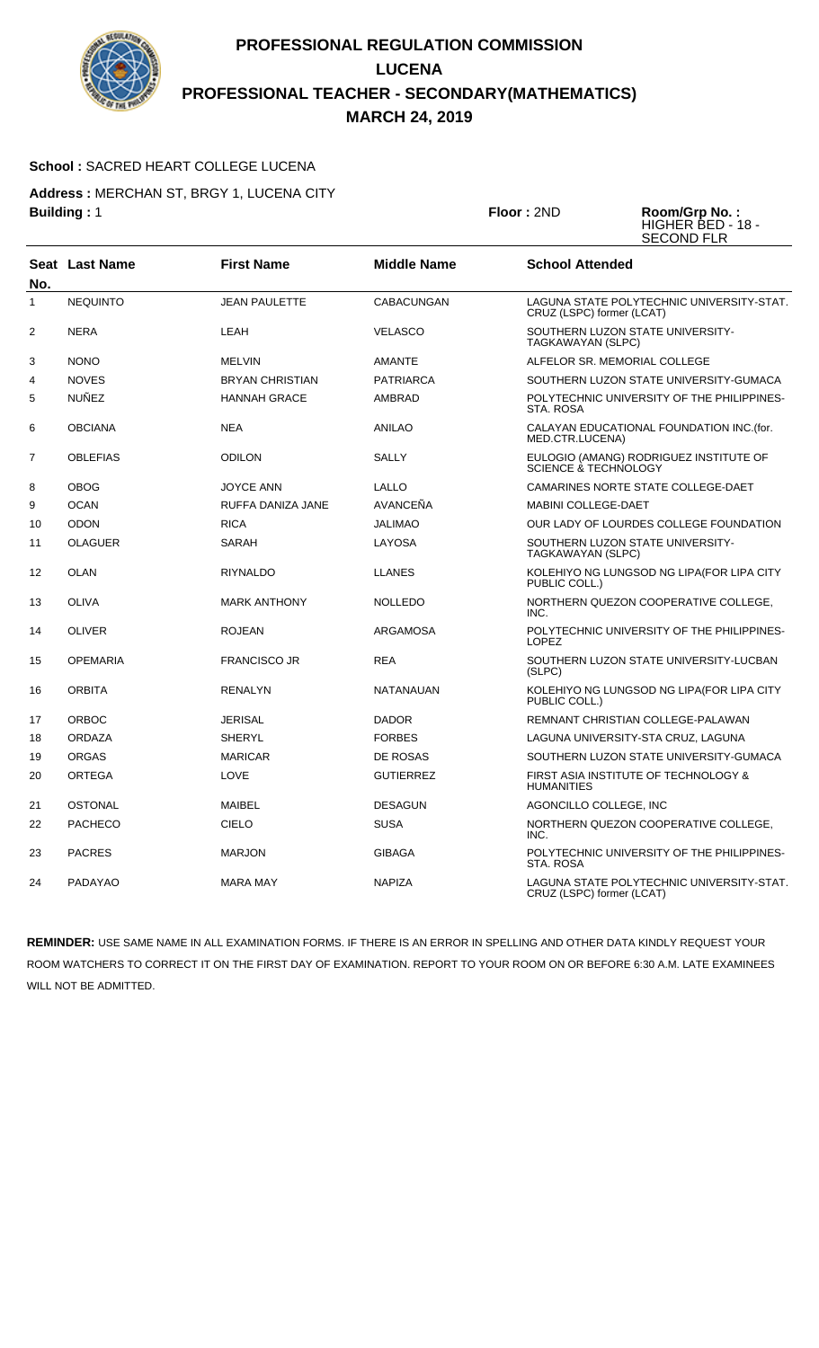# PROFESSIONAL REGULATION COMMISSION
# LUCENA
# PROFESSIONAL TEACHER - SECONDARY(MATHEMATICS)
# MARCH 24, 2019

**School :** SACRED HEART COLLEGE LUCENA

**Address :** MERCHAN ST, BRGY 1, LUCENA CITY

**Building :** 1 **Floor :** 2ND **Room/Grp No. :** HIGHER BED - 18 - SECOND FLR

| Seat No. | Last Name | First Name | Middle Name | School Attended |
|---|---|---|---|---|
| 1 | NEQUINTO | JEAN PAULETTE | CABACUNGAN | LAGUNA STATE POLYTECHNIC UNIVERSITY-STAT. CRUZ (LSPC) former (LCAT) |
| 2 | NERA | LEAH | VELASCO | SOUTHERN LUZON STATE UNIVERSITY-TAGKAWAYAN (SLPC) |
| 3 | NONO | MELVIN | AMANTE | ALFELOR SR. MEMORIAL COLLEGE |
| 4 | NOVES | BRYAN CHRISTIAN | PATRIARCA | SOUTHERN LUZON STATE UNIVERSITY-GUMACA |
| 5 | NUÑEZ | HANNAH GRACE | AMBRAD | POLYTECHNIC UNIVERSITY OF THE PHILIPPINES-STA. ROSA |
| 6 | OBCIANA | NEA | ANILAO | CALAYAN EDUCATIONAL FOUNDATION INC.(for. MED.CTR.LUCENA) |
| 7 | OBLEFIAS | ODILON | SALLY | EULOGIO (AMANG) RODRIGUEZ INSTITUTE OF SCIENCE & TECHNOLOGY |
| 8 | OBOG | JOYCE ANN | LALLO | CAMARINES NORTE STATE COLLEGE-DAET |
| 9 | OCAN | RUFFA DANIZA JANE | AVANCEÑA | MABINI COLLEGE-DAET |
| 10 | ODON | RICA | JALIMAO | OUR LADY OF LOURDES COLLEGE FOUNDATION |
| 11 | OLAGUER | SARAH | LAYOSA | SOUTHERN LUZON STATE UNIVERSITY-TAGKAWAYAN (SLPC) |
| 12 | OLAN | RIYNALDO | LLANES | KOLEHIYO NG LUNGSOD NG LIPA(FOR LIPA CITY PUBLIC COLL.) |
| 13 | OLIVA | MARK ANTHONY | NOLLEDO | NORTHERN QUEZON COOPERATIVE COLLEGE, INC. |
| 14 | OLIVER | ROJEAN | ARGAMOSA | POLYTECHNIC UNIVERSITY OF THE PHILIPPINES-LOPEZ |
| 15 | OPEMARIA | FRANCISCO JR | REA | SOUTHERN LUZON STATE UNIVERSITY-LUCBAN (SLPC) |
| 16 | ORBITA | RENALYN | NATANAUAN | KOLEHIYO NG LUNGSOD NG LIPA(FOR LIPA CITY PUBLIC COLL.) |
| 17 | ORBOC | JERISAL | DADOR | REMNANT CHRISTIAN COLLEGE-PALAWAN |
| 18 | ORDAZA | SHERYL | FORBES | LAGUNA UNIVERSITY-STA CRUZ, LAGUNA |
| 19 | ORGAS | MARICAR | DE ROSAS | SOUTHERN LUZON STATE UNIVERSITY-GUMACA |
| 20 | ORTEGA | LOVE | GUTIERREZ | FIRST ASIA INSTITUTE OF TECHNOLOGY & HUMANITIES |
| 21 | OSTONAL | MAIBEL | DESAGUN | AGONCILLO COLLEGE, INC |
| 22 | PACHECO | CIELO | SUSA | NORTHERN QUEZON COOPERATIVE COLLEGE, INC. |
| 23 | PACRES | MARJON | GIBAGA | POLYTECHNIC UNIVERSITY OF THE PHILIPPINES-STA. ROSA |
| 24 | PADAYAO | MARA MAY | NAPIZA | LAGUNA STATE POLYTECHNIC UNIVERSITY-STAT. CRUZ (LSPC) former (LCAT) |

**REMINDER:** USE SAME NAME IN ALL EXAMINATION FORMS. IF THERE IS AN ERROR IN SPELLING AND OTHER DATA KINDLY REQUEST YOUR ROOM WATCHERS TO CORRECT IT ON THE FIRST DAY OF EXAMINATION. REPORT TO YOUR ROOM ON OR BEFORE 6:30 A.M. LATE EXAMINEES WILL NOT BE ADMITTED.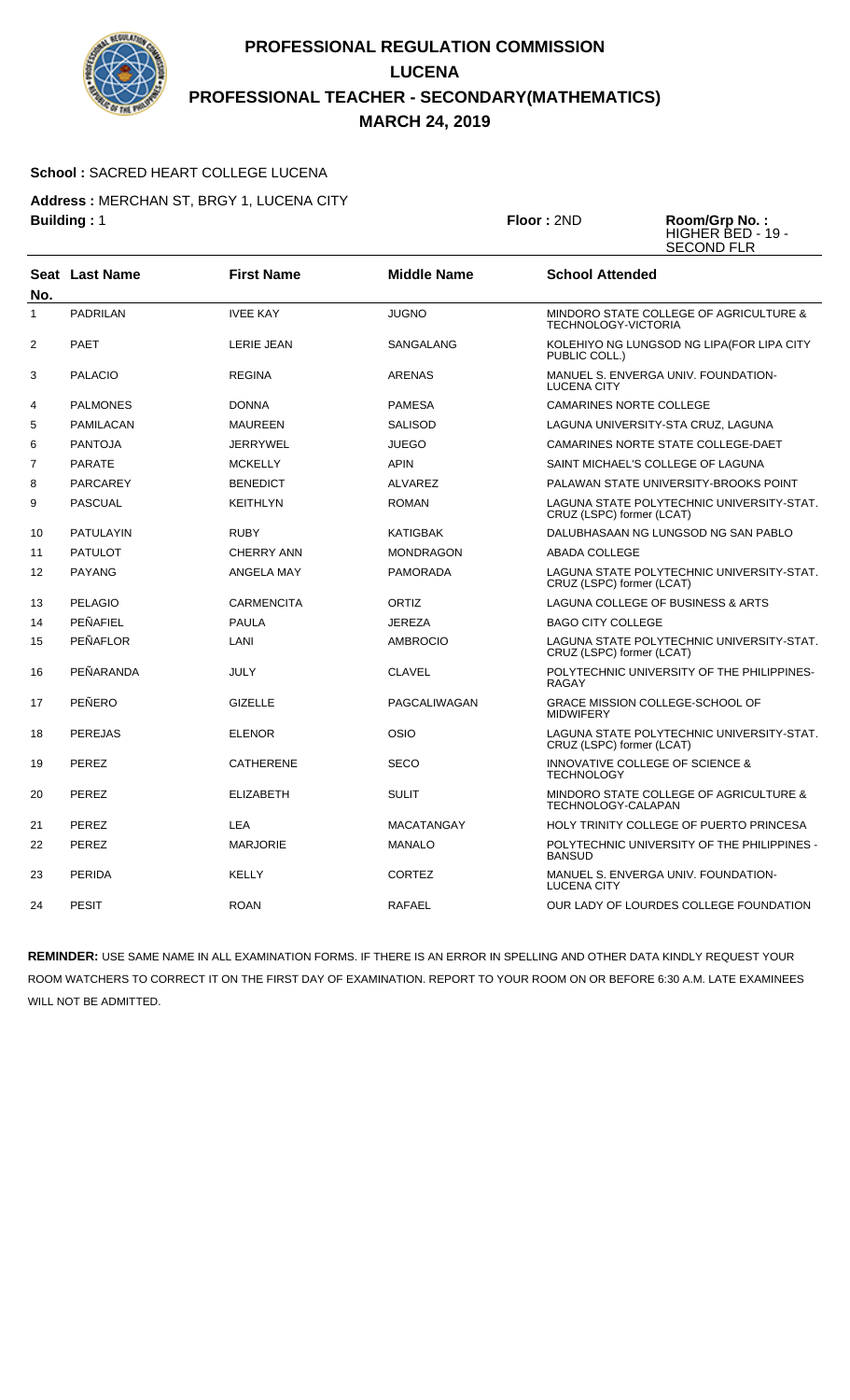# PROFESSIONAL REGULATION COMMISSION
## LUCENA
## PROFESSIONAL TEACHER - SECONDARY(MATHEMATICS)
## MARCH 24, 2019

**School :** SACRED HEART COLLEGE LUCENA

**Address :** MERCHAN ST, BRGY 1, LUCENA CITY

**Building :** 1 **Floor :** 2ND **Room/Grp No. :** HIGHER BED - 19 - SECOND FLR

| Seat No. | Last Name | First Name | Middle Name | School Attended |
|---|---|---|---|---|
| 1 | PADRILAN | IVEE KAY | JUGNO | MINDORO STATE COLLEGE OF AGRICULTURE & TECHNOLOGY-VICTORIA |
| 2 | PAET | LERIE JEAN | SANGALANG | KOLEHIYO NG LUNGSOD NG LIPA(FOR LIPA CITY PUBLIC COLL.) |
| 3 | PALACIO | REGINA | ARENAS | MANUEL S. ENVERGA UNIV. FOUNDATION-LUCENA CITY |
| 4 | PALMONES | DONNA | PAMESA | CAMARINES NORTE COLLEGE |
| 5 | PAMILACAN | MAUREEN | SALISOD | LAGUNA UNIVERSITY-STA CRUZ, LAGUNA |
| 6 | PANTOJA | JERRYWEL | JUEGO | CAMARINES NORTE STATE COLLEGE-DAET |
| 7 | PARATE | MCKELLY | APIN | SAINT MICHAEL'S COLLEGE OF LAGUNA |
| 8 | PARCAREY | BENEDICT | ALVAREZ | PALAWAN STATE UNIVERSITY-BROOKS POINT |
| 9 | PASCUAL | KEITHLYN | ROMAN | LAGUNA STATE POLYTECHNIC UNIVERSITY-STAT. CRUZ (LSPC) former (LCAT) |
| 10 | PATULAYIN | RUBY | KATIGBAK | DALUBHASAAN NG LUNGSOD NG SAN PABLO |
| 11 | PATULOT | CHERRY ANN | MONDRAGON | ABADA COLLEGE |
| 12 | PAYANG | ANGELA MAY | PAMORADA | LAGUNA STATE POLYTECHNIC UNIVERSITY-STAT. CRUZ (LSPC) former (LCAT) |
| 13 | PELAGIO | CARMENCITA | ORTIZ | LAGUNA COLLEGE OF BUSINESS & ARTS |
| 14 | PEÑAFIEL | PAULA | JEREZA | BAGO CITY COLLEGE |
| 15 | PEÑAFLOR | LANI | AMBROCIO | LAGUNA STATE POLYTECHNIC UNIVERSITY-STAT. CRUZ (LSPC) former (LCAT) |
| 16 | PEÑARANDA | JULY | CLAVEL | POLYTECHNIC UNIVERSITY OF THE PHILIPPINES-RAGAY |
| 17 | PEÑERO | GIZELLE | PAGCALIWAGAN | GRACE MISSION COLLEGE-SCHOOL OF MIDWIFERY |
| 18 | PEREJAS | ELENOR | OSIO | LAGUNA STATE POLYTECHNIC UNIVERSITY-STAT. CRUZ (LSPC) former (LCAT) |
| 19 | PEREZ | CATHERENE | SECO | INNOVATIVE COLLEGE OF SCIENCE & TECHNOLOGY |
| 20 | PEREZ | ELIZABETH | SULIT | MINDORO STATE COLLEGE OF AGRICULTURE & TECHNOLOGY-CALAPAN |
| 21 | PEREZ | LEA | MACATANGAY | HOLY TRINITY COLLEGE OF PUERTO PRINCESA |
| 22 | PEREZ | MARJORIE | MANALO | POLYTECHNIC UNIVERSITY OF THE PHILIPPINES - BANSUD |
| 23 | PERIDA | KELLY | CORTEZ | MANUEL S. ENVERGA UNIV. FOUNDATION-LUCENA CITY |
| 24 | PESIT | ROAN | RAFAEL | OUR LADY OF LOURDES COLLEGE FOUNDATION |

**REMINDER:** USE SAME NAME IN ALL EXAMINATION FORMS. IF THERE IS AN ERROR IN SPELLING AND OTHER DATA KINDLY REQUEST YOUR ROOM WATCHERS TO CORRECT IT ON THE FIRST DAY OF EXAMINATION. REPORT TO YOUR ROOM ON OR BEFORE 6:30 A.M. LATE EXAMINEES WILL NOT BE ADMITTED.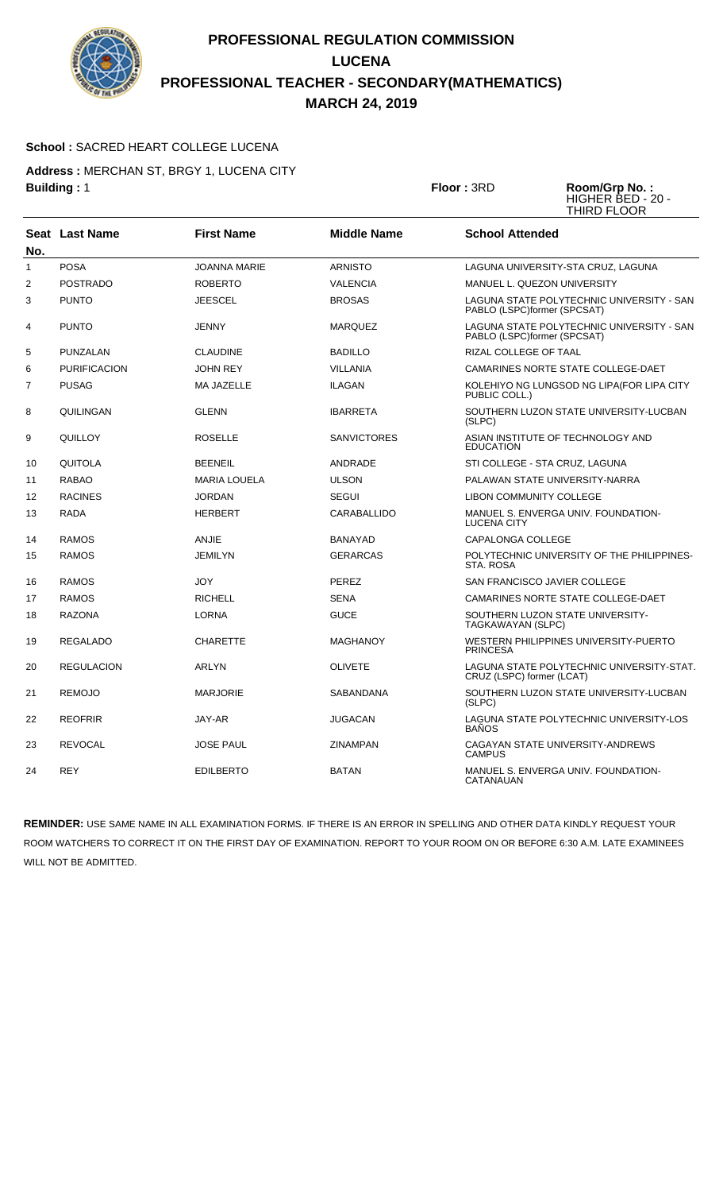# PROFESSIONAL REGULATION COMMISSION
# LUCENA
# PROFESSIONAL TEACHER - SECONDARY(MATHEMATICS)
# MARCH 24, 2019

**School :** SACRED HEART COLLEGE LUCENA

**Address :** MERCHAN ST, BRGY 1, LUCENA CITY

**Building :** 1 **Floor :** 3RD **Room/Grp No. :** HIGHER BED - 20 - THIRD FLOOR

| Seat No. | Last Name | First Name | Middle Name | School Attended |
|---|---|---|---|---|
| 1 | POSA | JOANNA MARIE | ARNISTO | LAGUNA UNIVERSITY-STA CRUZ, LAGUNA |
| 2 | POSTRADO | ROBERTO | VALENCIA | MANUEL L. QUEZON UNIVERSITY |
| 3 | PUNTO | JEESCEL | BROSAS | LAGUNA STATE POLYTECHNIC UNIVERSITY - SAN PABLO (LSPC)former (SPCSAT) |
| 4 | PUNTO | JENNY | MARQUEZ | LAGUNA STATE POLYTECHNIC UNIVERSITY - SAN PABLO (LSPC)former (SPCSAT) |
| 5 | PUNZALAN | CLAUDINE | BADILLO | RIZAL COLLEGE OF TAAL |
| 6 | PURIFICACION | JOHN REY | VILLANIA | CAMARINES NORTE STATE COLLEGE-DAET |
| 7 | PUSAG | MA JAZELLE | ILAGAN | KOLEHIYO NG LUNGSOD NG LIPA(FOR LIPA CITY PUBLIC COLL.) |
| 8 | QUILINGAN | GLENN | IBARRETA | SOUTHERN LUZON STATE UNIVERSITY-LUCBAN (SLPC) |
| 9 | QUILLOY | ROSELLE | SANVICTORES | ASIAN INSTITUTE OF TECHNOLOGY AND EDUCATION |
| 10 | QUITOLA | BEENEIL | ANDRADE | STI COLLEGE - STA CRUZ, LAGUNA |
| 11 | RABAO | MARIA LOUELA | ULSON | PALAWAN STATE UNIVERSITY-NARRA |
| 12 | RACINES | JORDAN | SEGUI | LIBON COMMUNITY COLLEGE |
| 13 | RADA | HERBERT | CARABALLIDO | MANUEL S. ENVERGA UNIV. FOUNDATION-LUCENA CITY |
| 14 | RAMOS | ANJIE | BANAYAD | CAPALONGA COLLEGE |
| 15 | RAMOS | JEMILYN | GERARCAS | POLYTECHNIC UNIVERSITY OF THE PHILIPPINES-STA. ROSA |
| 16 | RAMOS | JOY | PEREZ | SAN FRANCISCO JAVIER COLLEGE |
| 17 | RAMOS | RICHELL | SENA | CAMARINES NORTE STATE COLLEGE-DAET |
| 18 | RAZONA | LORNA | GUCE | SOUTHERN LUZON STATE UNIVERSITY-TAGKAWAYAN (SLPC) |
| 19 | REGALADO | CHARETTE | MAGHANOY | WESTERN PHILIPPINES UNIVERSITY-PUERTO PRINCESA |
| 20 | REGULACION | ARLYN | OLIVETE | LAGUNA STATE POLYTECHNIC UNIVERSITY-STAT. CRUZ (LSPC) former (LCAT) |
| 21 | REMOJO | MARJORIE | SABANDANA | SOUTHERN LUZON STATE UNIVERSITY-LUCBAN (SLPC) |
| 22 | REOFRIR | JAY-AR | JUGACAN | LAGUNA STATE POLYTECHNIC UNIVERSITY-LOS BAÑOS |
| 23 | REVOCAL | JOSE PAUL | ZINAMPAN | CAGAYAN STATE UNIVERSITY-ANDREWS CAMPUS |
| 24 | REY | EDILBERTO | BATAN | MANUEL S. ENVERGA UNIV. FOUNDATION-CATANAUAN |

**REMINDER:** USE SAME NAME IN ALL EXAMINATION FORMS. IF THERE IS AN ERROR IN SPELLING AND OTHER DATA KINDLY REQUEST YOUR ROOM WATCHERS TO CORRECT IT ON THE FIRST DAY OF EXAMINATION. REPORT TO YOUR ROOM ON OR BEFORE 6:30 A.M. LATE EXAMINEES WILL NOT BE ADMITTED.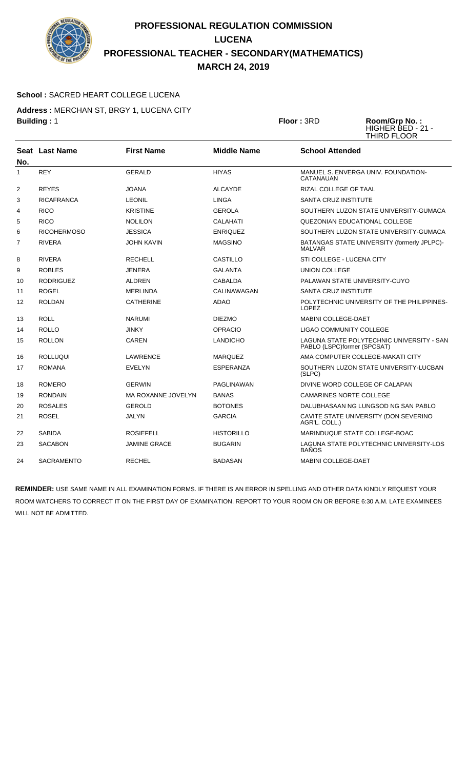# PROFESSIONAL REGULATION COMMISSION
## LUCENA
## PROFESSIONAL TEACHER - SECONDARY(MATHEMATICS)
## MARCH 24, 2019

**School :** SACRED HEART COLLEGE LUCENA

**Address :** MERCHAN ST, BRGY 1, LUCENA CITY

**Building :** 1 **Floor :** 3RD **Room/Grp No. :** HIGHER BED - 21 - THIRD FLOOR

| Seat No. | Last Name | First Name | Middle Name | School Attended |
|---|---|---|---|---|
| 1 | REY | GERALD | HIYAS | MANUEL S. ENVERGA UNIV. FOUNDATION-CATANAUAN |
| 2 | REYES | JOANA | ALCAYDE | RIZAL COLLEGE OF TAAL |
| 3 | RICAFRANCA | LEONIL | LINGA | SANTA CRUZ INSTITUTE |
| 4 | RICO | KRISTINE | GEROLA | SOUTHERN LUZON STATE UNIVERSITY-GUMACA |
| 5 | RICO | NOLILON | CALAHATI | QUEZONIAN EDUCATIONAL COLLEGE |
| 6 | RICOHERMOSO | JESSICA | ENRIQUEZ | SOUTHERN LUZON STATE UNIVERSITY-GUMACA |
| 7 | RIVERA | JOHN KAVIN | MAGSINO | BATANGAS STATE UNIVERSITY (formerly JPLPC)-MALVAR |
| 8 | RIVERA | RECHELL | CASTILLO | STI COLLEGE - LUCENA CITY |
| 9 | ROBLES | JENERA | GALANTA | UNION COLLEGE |
| 10 | RODRIGUEZ | ALDREN | CABALDA | PALAWAN STATE UNIVERSITY-CUYO |
| 11 | ROGEL | MERLINDA | CALINAWAGAN | SANTA CRUZ INSTITUTE |
| 12 | ROLDAN | CATHERINE | ADAO | POLYTECHNIC UNIVERSITY OF THE PHILIPPINES-LOPEZ |
| 13 | ROLL | NARUMI | DIEZMO | MABINI COLLEGE-DAET |
| 14 | ROLLO | JINKY | OPRACIO | LIGAO COMMUNITY COLLEGE |
| 15 | ROLLON | CAREN | LANDICHO | LAGUNA STATE POLYTECHNIC UNIVERSITY - SAN PABLO (LSPC)former (SPCSAT) |
| 16 | ROLLUQUI | LAWRENCE | MARQUEZ | AMA COMPUTER COLLEGE-MAKATI CITY |
| 17 | ROMANA | EVELYN | ESPERANZA | SOUTHERN LUZON STATE UNIVERSITY-LUCBAN (SLPC) |
| 18 | ROMERO | GERWIN | PAGLINAWAN | DIVINE WORD COLLEGE OF CALAPAN |
| 19 | RONDAIN | MA ROXANNE JOVELYN | BANAS | CAMARINES NORTE COLLEGE |
| 20 | ROSALES | GEROLD | BOTONES | DALUBHASAAN NG LUNGSOD NG SAN PABLO |
| 21 | ROSEL | JALYN | GARCIA | CAVITE STATE UNIVERSITY (DON SEVERINO AGR'L. COLL.) |
| 22 | SABIDA | ROSIEFELL | HISTORILLO | MARINDUQUE STATE COLLEGE-BOAC |
| 23 | SACABON | JAMINE GRACE | BUGARIN | LAGUNA STATE POLYTECHNIC UNIVERSITY-LOS BAÑOS |
| 24 | SACRAMENTO | RECHEL | BADASAN | MABINI COLLEGE-DAET |

**REMINDER:** USE SAME NAME IN ALL EXAMINATION FORMS. IF THERE IS AN ERROR IN SPELLING AND OTHER DATA KINDLY REQUEST YOUR ROOM WATCHERS TO CORRECT IT ON THE FIRST DAY OF EXAMINATION. REPORT TO YOUR ROOM ON OR BEFORE 6:30 A.M. LATE EXAMINEES WILL NOT BE ADMITTED.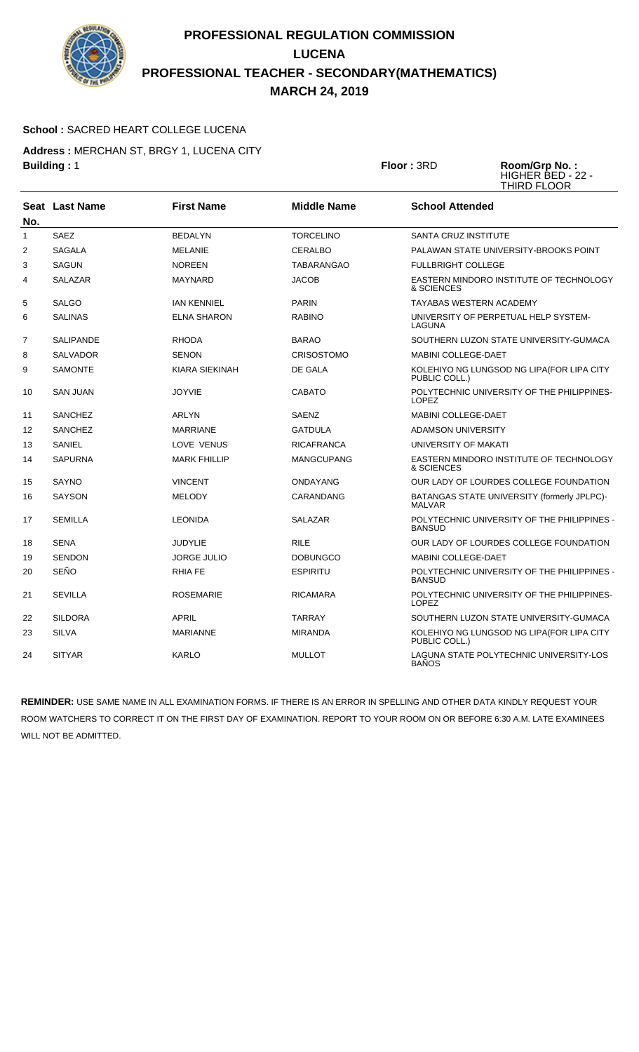# PROFESSIONAL REGULATION COMMISSION
## LUCENA
## PROFESSIONAL TEACHER - SECONDARY(MATHEMATICS)
## MARCH 24, 2019

**School :** SACRED HEART COLLEGE LUCENA

**Address :** MERCHAN ST, BRGY 1, LUCENA CITY

**Building :** 1 **Floor :** 3RD **Room/Grp No. :** HIGHER BED - 22 - THIRD FLOOR

| Seat No. | Last Name | First Name | Middle Name | School Attended |
|---|---|---|---|---|
| 1 | SAEZ | BEDALYN | TORCELINO | SANTA CRUZ INSTITUTE |
| 2 | SAGALA | MELANIE | CERALBO | PALAWAN STATE UNIVERSITY-BROOKS POINT |
| 3 | SAGUN | NOREEN | TABARANGAO | FULLBRIGHT COLLEGE |
| 4 | SALAZAR | MAYNARD | JACOB | EASTERN MINDORO INSTITUTE OF TECHNOLOGY & SCIENCES |
| 5 | SALGO | IAN KENNIEL | PARIN | TAYABAS WESTERN ACADEMY |
| 6 | SALINAS | ELNA SHARON | RABINO | UNIVERSITY OF PERPETUAL HELP SYSTEM-LAGUNA |
| 7 | SALIPANDE | RHODA | BARAO | SOUTHERN LUZON STATE UNIVERSITY-GUMACA |
| 8 | SALVADOR | SENON | CRISOSTOMO | MABINI COLLEGE-DAET |
| 9 | SAMONTE | KIARA SIEKINAH | DE GALA | KOLEHIYO NG LUNGSOD NG LIPA(FOR LIPA CITY PUBLIC COLL.) |
| 10 | SAN JUAN | JOYVIE | CABATO | POLYTECHNIC UNIVERSITY OF THE PHILIPPINES-LOPEZ |
| 11 | SANCHEZ | ARLYN | SAENZ | MABINI COLLEGE-DAET |
| 12 | SANCHEZ | MARRIANE | GATDULA | ADAMSON UNIVERSITY |
| 13 | SANIEL | LOVE VENUS | RICAFRANCA | UNIVERSITY OF MAKATI |
| 14 | SAPURNA | MARK FHILLIP | MANGCUPANG | EASTERN MINDORO INSTITUTE OF TECHNOLOGY & SCIENCES |
| 15 | SAYNO | VINCENT | ONDAYANG | OUR LADY OF LOURDES COLLEGE FOUNDATION |
| 16 | SAYSON | MELODY | CARANDANG | BATANGAS STATE UNIVERSITY (formerly JPLPC)-MALVAR |
| 17 | SEMILLA | LEONIDA | SALAZAR | POLYTECHNIC UNIVERSITY OF THE PHILIPPINES - BANSUD |
| 18 | SENA | JUDYLIE | RILE | OUR LADY OF LOURDES COLLEGE FOUNDATION |
| 19 | SENDON | JORGE JULIO | DOBUNGCO | MABINI COLLEGE-DAET |
| 20 | SEÑO | RHIA FE | ESPIRITU | POLYTECHNIC UNIVERSITY OF THE PHILIPPINES - BANSUD |
| 21 | SEVILLA | ROSEMARIE | RICAMARA | POLYTECHNIC UNIVERSITY OF THE PHILIPPINES-LOPEZ |
| 22 | SILDORA | APRIL | TARRAY | SOUTHERN LUZON STATE UNIVERSITY-GUMACA |
| 23 | SILVA | MARIANNE | MIRANDA | KOLEHIYO NG LUNGSOD NG LIPA(FOR LIPA CITY PUBLIC COLL.) |
| 24 | SITYAR | KARLO | MULLOT | LAGUNA STATE POLYTECHNIC UNIVERSITY-LOS BAÑOS |

**REMINDER:** USE SAME NAME IN ALL EXAMINATION FORMS. IF THERE IS AN ERROR IN SPELLING AND OTHER DATA KINDLY REQUEST YOUR ROOM WATCHERS TO CORRECT IT ON THE FIRST DAY OF EXAMINATION. REPORT TO YOUR ROOM ON OR BEFORE 6:30 A.M. LATE EXAMINEES WILL NOT BE ADMITTED.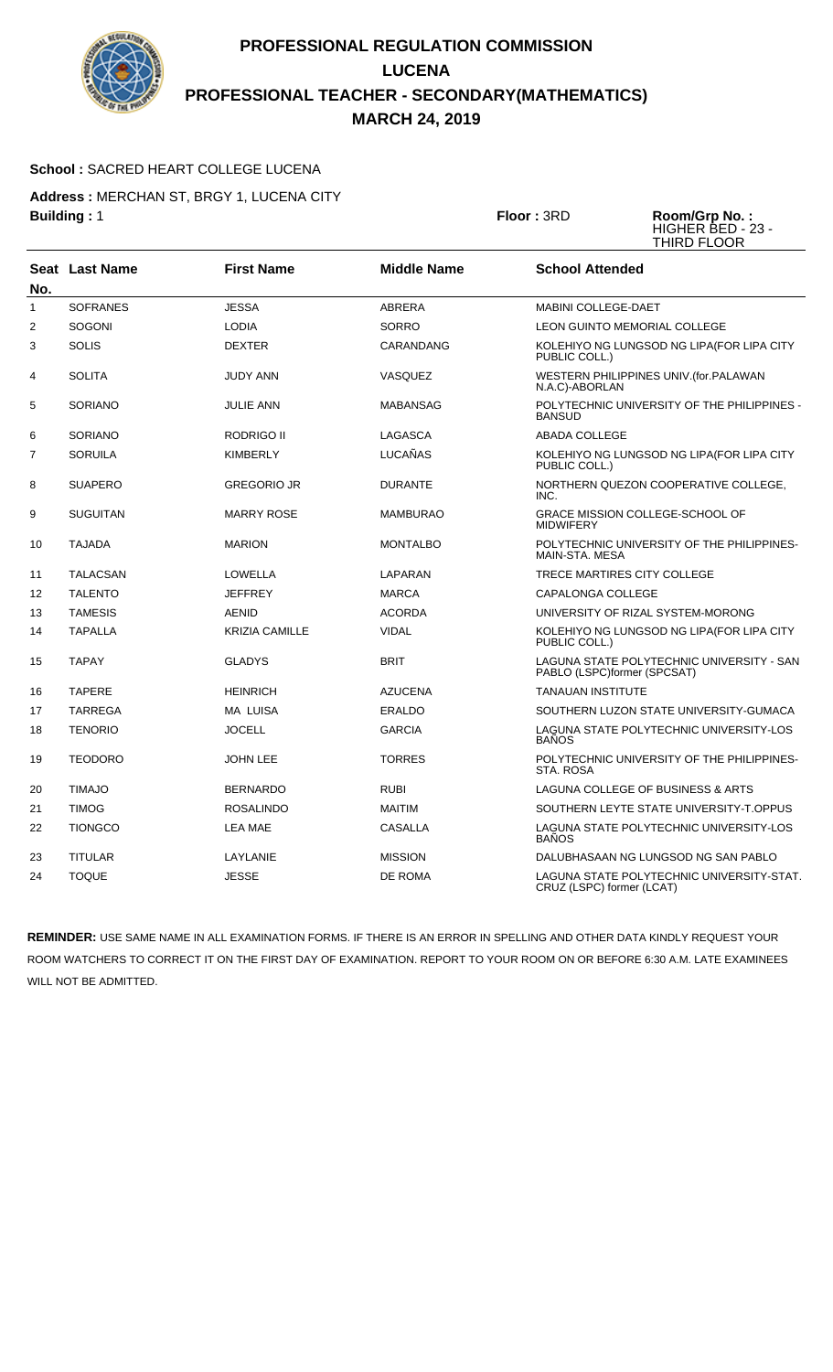# PROFESSIONAL REGULATION COMMISSION
## LUCENA
## PROFESSIONAL TEACHER - SECONDARY(MATHEMATICS)
## MARCH 24, 2019

**School :** SACRED HEART COLLEGE LUCENA

**Address :** MERCHAN ST, BRGY 1, LUCENA CITY

**Building :** 1 **Floor :** 3RD **Room/Grp No. :** HIGHER BED - 23 - THIRD FLOOR

| Seat No. | Last Name | First Name | Middle Name | School Attended |
|---|---|---|---|---|
| 1 | SOFRANES | JESSA | ABRERA | MABINI COLLEGE-DAET |
| 2 | SOGONI | LODIA | SORRO | LEON GUINTO MEMORIAL COLLEGE |
| 3 | SOLIS | DEXTER | CARANDANG | KOLEHIYO NG LUNGSOD NG LIPA(FOR LIPA CITY PUBLIC COLL.) |
| 4 | SOLITA | JUDY ANN | VASQUEZ | WESTERN PHILIPPINES UNIV.(for.PALAWAN N.A.C)-ABORLAN |
| 5 | SORIANO | JULIE ANN | MABANSAG | POLYTECHNIC UNIVERSITY OF THE PHILIPPINES - BANSUD |
| 6 | SORIANO | RODRIGO II | LAGASCA | ABADA COLLEGE |
| 7 | SORUILA | KIMBERLY | LUCAÑAS | KOLEHIYO NG LUNGSOD NG LIPA(FOR LIPA CITY PUBLIC COLL.) |
| 8 | SUAPERO | GREGORIO JR | DURANTE | NORTHERN QUEZON COOPERATIVE COLLEGE, INC. |
| 9 | SUGUITAN | MARRY ROSE | MAMBURAO | GRACE MISSION COLLEGE-SCHOOL OF MIDWIFERY |
| 10 | TAJADA | MARION | MONTALBO | POLYTECHNIC UNIVERSITY OF THE PHILIPPINES-MAIN-STA. MESA |
| 11 | TALACSAN | LOWELLA | LAPARAN | TRECE MARTIRES CITY COLLEGE |
| 12 | TALENTO | JEFFREY | MARCA | CAPALONGA COLLEGE |
| 13 | TAMESIS | AENID | ACORDA | UNIVERSITY OF RIZAL SYSTEM-MORONG |
| 14 | TAPALLA | KRIZIA CAMILLE | VIDAL | KOLEHIYO NG LUNGSOD NG LIPA(FOR LIPA CITY PUBLIC COLL.) |
| 15 | TAPAY | GLADYS | BRIT | LAGUNA STATE POLYTECHNIC UNIVERSITY - SAN PABLO (LSPC)former (SPCSAT) |
| 16 | TAPERE | HEINRICH | AZUCENA | TANAUAN INSTITUTE |
| 17 | TARREGA | MA LUISA | ERALDO | SOUTHERN LUZON STATE UNIVERSITY-GUMACA |
| 18 | TENORIO | JOCELL | GARCIA | LAGUNA STATE POLYTECHNIC UNIVERSITY-LOS BAÑOS |
| 19 | TEODORO | JOHN LEE | TORRES | POLYTECHNIC UNIVERSITY OF THE PHILIPPINES-STA. ROSA |
| 20 | TIMAJO | BERNARDO | RUBI | LAGUNA COLLEGE OF BUSINESS & ARTS |
| 21 | TIMOG | ROSALINDO | MAITIM | SOUTHERN LEYTE STATE UNIVERSITY-T.OPPUS |
| 22 | TIONGCO | LEA MAE | CASALLA | LAGUNA STATE POLYTECHNIC UNIVERSITY-LOS BAÑOS |
| 23 | TITULAR | LAYLANIE | MISSION | DALUBHASAAN NG LUNGSOD NG SAN PABLO |
| 24 | TOQUE | JESSE | DE ROMA | LAGUNA STATE POLYTECHNIC UNIVERSITY-STAT. CRUZ (LSPC) former (LCAT) |

**REMINDER:** USE SAME NAME IN ALL EXAMINATION FORMS. IF THERE IS AN ERROR IN SPELLING AND OTHER DATA KINDLY REQUEST YOUR ROOM WATCHERS TO CORRECT IT ON THE FIRST DAY OF EXAMINATION. REPORT TO YOUR ROOM ON OR BEFORE 6:30 A.M. LATE EXAMINEES WILL NOT BE ADMITTED.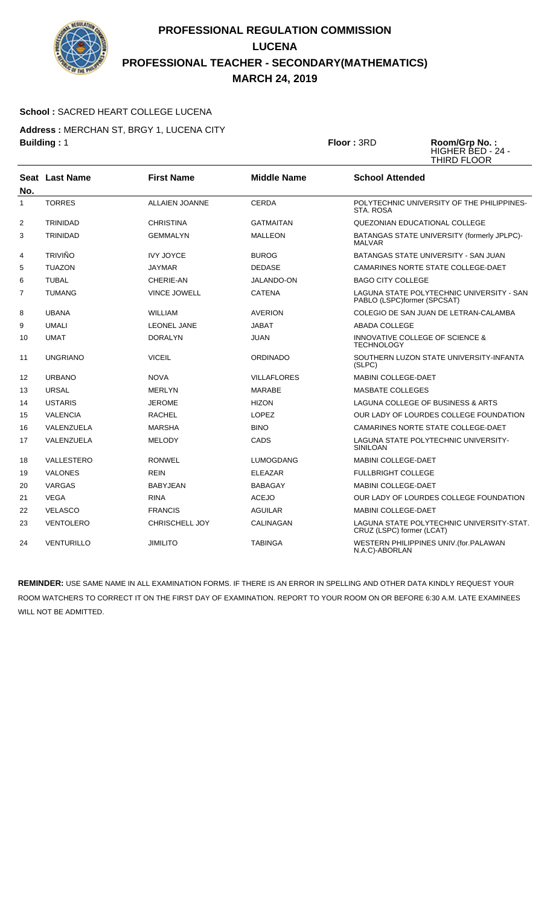# PROFESSIONAL REGULATION COMMISSION
## LUCENA
## PROFESSIONAL TEACHER - SECONDARY(MATHEMATICS)
## MARCH 24, 2019

**School :** SACRED HEART COLLEGE LUCENA

**Address :** MERCHAN ST, BRGY 1, LUCENA CITY

**Building :** 1 **Floor :** 3RD **Room/Grp No. :** HIGHER BED - 24 - THIRD FLOOR

| Seat No. | Last Name | First Name | Middle Name | School Attended |
|---|---|---|---|---|
| 1 | TORRES | ALLAIEN JOANNE | CERDA | POLYTECHNIC UNIVERSITY OF THE PHILIPPINES-STA. ROSA |
| 2 | TRINIDAD | CHRISTINA | GATMAITAN | QUEZONIAN EDUCATIONAL COLLEGE |
| 3 | TRINIDAD | GEMMALYN | MALLEON | BATANGAS STATE UNIVERSITY (formerly JPLPC)-MALVAR |
| 4 | TRIVIÑO | IVY JOYCE | BUROG | BATANGAS STATE UNIVERSITY - SAN JUAN |
| 5 | TUAZON | JAYMAR | DEDASE | CAMARINES NORTE STATE COLLEGE-DAET |
| 6 | TUBAL | CHERIE-AN | JALANDO-ON | BAGO CITY COLLEGE |
| 7 | TUMANG | VINCE JOWELL | CATENA | LAGUNA STATE POLYTECHNIC UNIVERSITY - SAN PABLO (LSPC)former (SPCSAT) |
| 8 | UBANA | WILLIAM | AVERION | COLEGIO DE SAN JUAN DE LETRAN-CALAMBA |
| 9 | UMALI | LEONEL JANE | JABAT | ABADA COLLEGE |
| 10 | UMAT | DORALYN | JUAN | INNOVATIVE COLLEGE OF SCIENCE & TECHNOLOGY |
| 11 | UNGRIANO | VICEIL | ORDINADO | SOUTHERN LUZON STATE UNIVERSITY-INFANTA (SLPC) |
| 12 | URBANO | NOVA | VILLAFLORES | MABINI COLLEGE-DAET |
| 13 | URSAL | MERLYN | MARABE | MASBATE COLLEGES |
| 14 | USTARIS | JEROME | HIZON | LAGUNA COLLEGE OF BUSINESS & ARTS |
| 15 | VALENCIA | RACHEL | LOPEZ | OUR LADY OF LOURDES COLLEGE FOUNDATION |
| 16 | VALENZUELA | MARSHA | BINO | CAMARINES NORTE STATE COLLEGE-DAET |
| 17 | VALENZUELA | MELODY | CADS | LAGUNA STATE POLYTECHNIC UNIVERSITY-SINILOAN |
| 18 | VALLESTERO | RONWEL | LUMOGDANG | MABINI COLLEGE-DAET |
| 19 | VALONES | REIN | ELEAZAR | FULLBRIGHT COLLEGE |
| 20 | VARGAS | BABYJEAN | BABAGAY | MABINI COLLEGE-DAET |
| 21 | VEGA | RINA | ACEJO | OUR LADY OF LOURDES COLLEGE FOUNDATION |
| 22 | VELASCO | FRANCIS | AGUILAR | MABINI COLLEGE-DAET |
| 23 | VENTOLERO | CHRISCHELL JOY | CALINAGAN | LAGUNA STATE POLYTECHNIC UNIVERSITY-STAT. CRUZ (LSPC) former (LCAT) |
| 24 | VENTURILLO | JIMILITO | TABINGA | WESTERN PHILIPPINES UNIV.(for.PALAWAN N.A.C)-ABORLAN |

**REMINDER:** USE SAME NAME IN ALL EXAMINATION FORMS. IF THERE IS AN ERROR IN SPELLING AND OTHER DATA KINDLY REQUEST YOUR ROOM WATCHERS TO CORRECT IT ON THE FIRST DAY OF EXAMINATION. REPORT TO YOUR ROOM ON OR BEFORE 6:30 A.M. LATE EXAMINEES WILL NOT BE ADMITTED.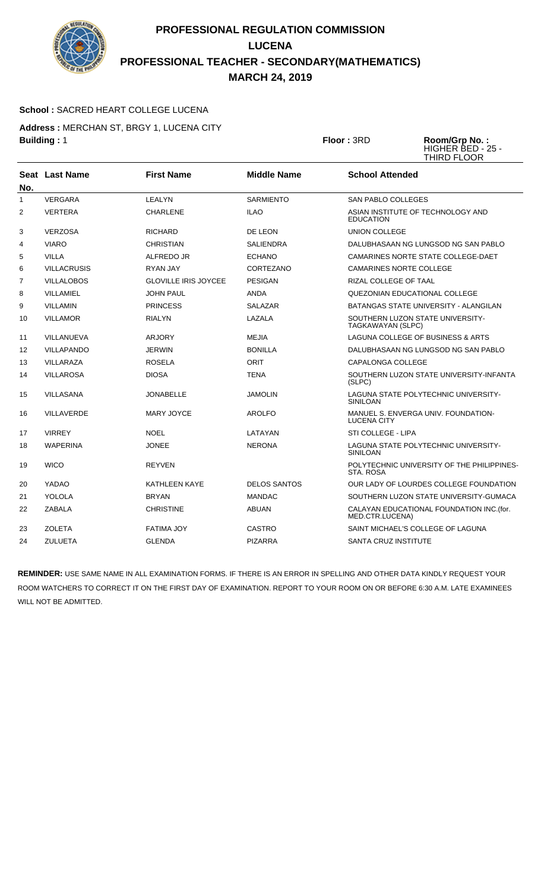# PROFESSIONAL REGULATION COMMISSION
# LUCENA
# PROFESSIONAL TEACHER - SECONDARY(MATHEMATICS)
# MARCH 24, 2019

**School :** SACRED HEART COLLEGE LUCENA

**Address :** MERCHAN ST, BRGY 1, LUCENA CITY

**Building :** 1 **Floor :** 3RD **Room/Grp No. :** HIGHER BED - 25 - THIRD FLOOR

| Seat No. | Last Name | First Name | Middle Name | School Attended |
|---|---|---|---|---|
| 1 | VERGARA | LEALYN | SARMIENTO | SAN PABLO COLLEGES |
| 2 | VERTERA | CHARLENE | ILAO | ASIAN INSTITUTE OF TECHNOLOGY AND EDUCATION |
| 3 | VERZOSA | RICHARD | DE LEON | UNION COLLEGE |
| 4 | VIARO | CHRISTIAN | SALIENDRA | DALUBHASAAN NG LUNGSOD NG SAN PABLO |
| 5 | VILLA | ALFREDO JR | ECHANO | CAMARINES NORTE STATE COLLEGE-DAET |
| 6 | VILLACRUSIS | RYAN JAY | CORTEZANO | CAMARINES NORTE COLLEGE |
| 7 | VILLALOBOS | GLOVILLE IRIS JOYCEE | PESIGAN | RIZAL COLLEGE OF TAAL |
| 8 | VILLAMIEL | JOHN PAUL | ANDA | QUEZONIAN EDUCATIONAL COLLEGE |
| 9 | VILLAMIN | PRINCESS | SALAZAR | BATANGAS STATE UNIVERSITY - ALANGILAN |
| 10 | VILLAMOR | RIALYN | LAZALA | SOUTHERN LUZON STATE UNIVERSITY-TAGKAWAYAN (SLPC) |
| 11 | VILLANUEVA | ARJORY | MEJIA | LAGUNA COLLEGE OF BUSINESS & ARTS |
| 12 | VILLAPANDO | JERWIN | BONILLA | DALUBHASAAN NG LUNGSOD NG SAN PABLO |
| 13 | VILLARAZA | ROSELA | ORIT | CAPALONGA COLLEGE |
| 14 | VILLAROSA | DIOSA | TENA | SOUTHERN LUZON STATE UNIVERSITY-INFANTA (SLPC) |
| 15 | VILLASANA | JONABELLE | JAMOLIN | LAGUNA STATE POLYTECHNIC UNIVERSITY-SINILOAN |
| 16 | VILLAVERDE | MARY JOYCE | AROLFO | MANUEL S. ENVERGA UNIV. FOUNDATION-LUCENA CITY |
| 17 | VIRREY | NOEL | LATAYAN | STI COLLEGE - LIPA |
| 18 | WAPERINA | JONEE | NERONA | LAGUNA STATE POLYTECHNIC UNIVERSITY-SINILOAN |
| 19 | WICO | REYVEN | | POLYTECHNIC UNIVERSITY OF THE PHILIPPINES-STA. ROSA |
| 20 | YADAO | KATHLEEN KAYE | DELOS SANTOS | OUR LADY OF LOURDES COLLEGE FOUNDATION |
| 21 | YOLOLA | BRYAN | MANDAC | SOUTHERN LUZON STATE UNIVERSITY-GUMACA |
| 22 | ZABALA | CHRISTINE | ABUAN | CALAYAN EDUCATIONAL FOUNDATION INC.(for. MED.CTR.LUCENA) |
| 23 | ZOLETA | FATIMA JOY | CASTRO | SAINT MICHAEL'S COLLEGE OF LAGUNA |
| 24 | ZULUETA | GLENDA | PIZARRA | SANTA CRUZ INSTITUTE |

**REMINDER:** USE SAME NAME IN ALL EXAMINATION FORMS. IF THERE IS AN ERROR IN SPELLING AND OTHER DATA KINDLY REQUEST YOUR ROOM WATCHERS TO CORRECT IT ON THE FIRST DAY OF EXAMINATION. REPORT TO YOUR ROOM ON OR BEFORE 6:30 A.M. LATE EXAMINEES WILL NOT BE ADMITTED.